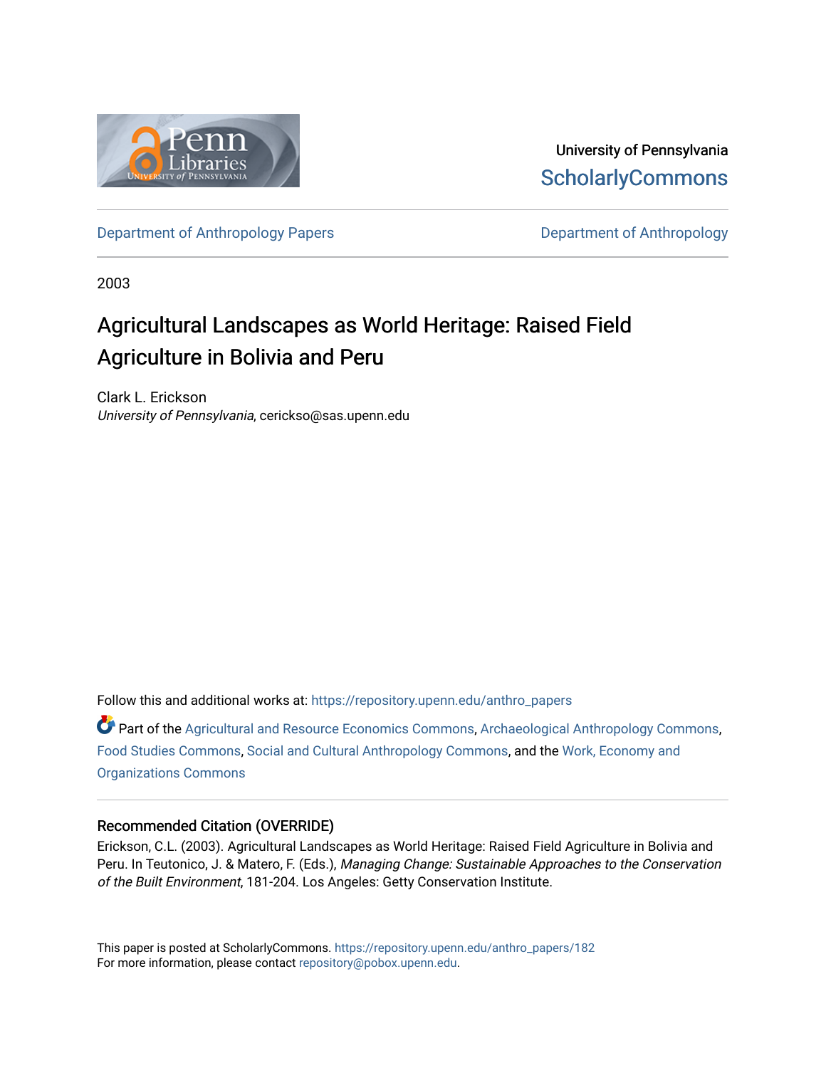University of Pennsylvania
ScholarlyCommons

Department of Anthropology Papers | Department of Anthropology

2003

# Agricultural Landscapes as World Heritage: Raised Field Agriculture in Bolivia and Peru

Clark L. Erickson
*University of Pennsylvania*, cerickso@sas.upenn.edu

Follow this and additional works at: https://repository.upenn.edu/anthro_papers

Part of the Agricultural and Resource Economics Commons, Archaeological Anthropology Commons, Food Studies Commons, Social and Cultural Anthropology Commons, and the Work, Economy and Organizations Commons

## Recommended Citation (OVERRIDE)

Erickson, C.L. (2003). Agricultural Landscapes as World Heritage: Raised Field Agriculture in Bolivia and Peru. In Teutonico, J. & Matero, F. (Eds.), *Managing Change: Sustainable Approaches to the Conservation of the Built Environment*, 181-204. Los Angeles: Getty Conservation Institute.

This paper is posted at ScholarlyCommons. https://repository.upenn.edu/anthro_papers/182
For more information, please contact repository@pobox.upenn.edu.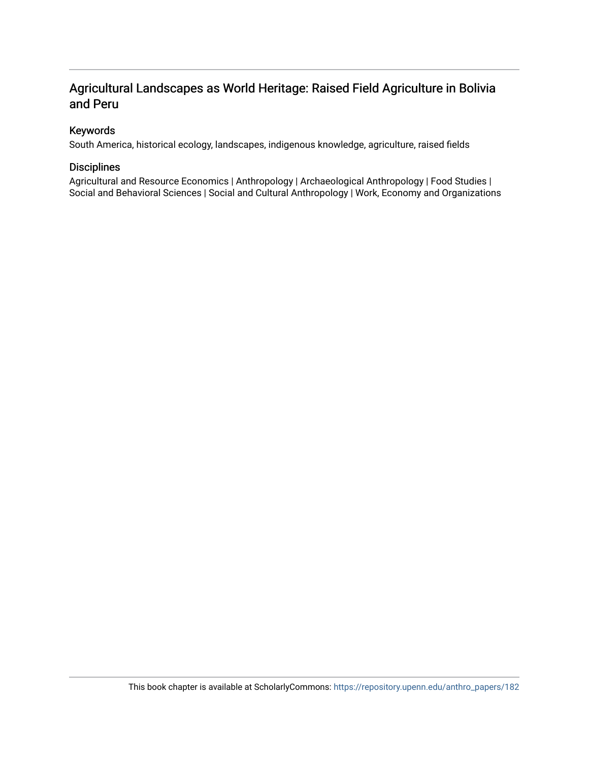## Agricultural Landscapes as World Heritage: Raised Field Agriculture in Bolivia and Peru

### Keywords

South America, historical ecology, landscapes, indigenous knowledge, agriculture, raised fields

### Disciplines

Agricultural and Resource Economics | Anthropology | Archaeological Anthropology | Food Studies | Social and Behavioral Sciences | Social and Cultural Anthropology | Work, Economy and Organizations

This book chapter is available at ScholarlyCommons: https://repository.upenn.edu/anthro_papers/182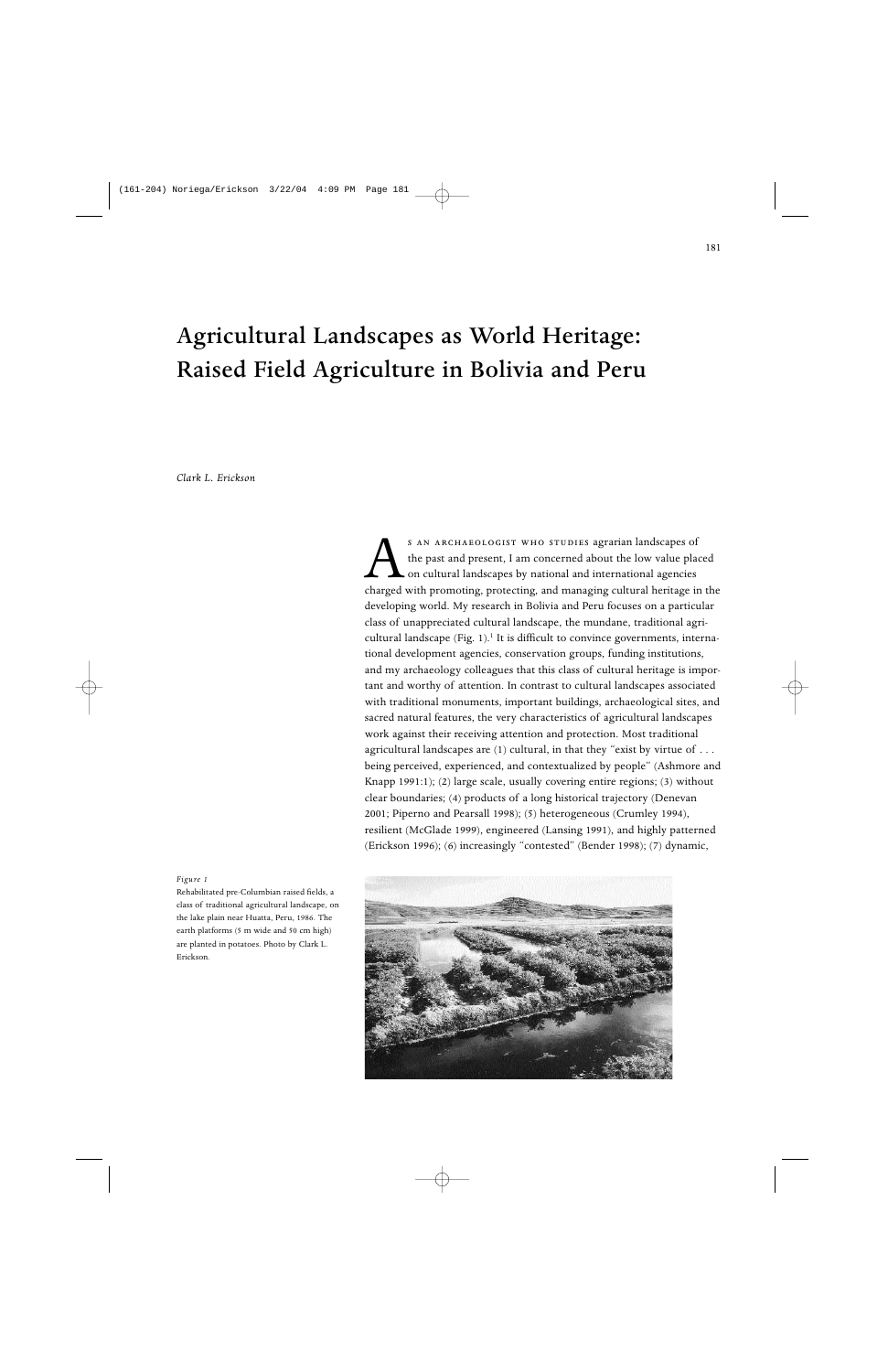# Agricultural Landscapes as World Heritage: Raised Field Agriculture in Bolivia and Peru

*Clark L. Erickson*

As an archaeologist who studies agrarian landscapes of the past and present, I am concerned about the low value placed on cultural landscapes by national and international agencies charged with promoting, protecting, and managing cultural heritage in the developing world. My research in Bolivia and Peru focuses on a particular class of unappreciated cultural landscape, the mundane, traditional agricultural landscape (Fig. 1).[1] It is difficult to convince governments, international development agencies, conservation groups, funding institutions, and my archaeology colleagues that this class of cultural heritage is important and worthy of attention. In contrast to cultural landscapes associated with traditional monuments, important buildings, archaeological sites, and sacred natural features, the very characteristics of agricultural landscapes work against their receiving attention and protection. Most traditional agricultural landscapes are (1) cultural, in that they "exist by virtue of . . . being perceived, experienced, and contextualized by people" (Ashmore and Knapp 1991:1); (2) large scale, usually covering entire regions; (3) without clear boundaries; (4) products of a long historical trajectory (Denevan 2001; Piperno and Pearsall 1998); (5) heterogeneous (Crumley 1994), resilient (McGlade 1999), engineered (Lansing 1991), and highly patterned (Erickson 1996); (6) increasingly "contested" (Bender 1998); (7) dynamic,

*Figure 1*

Rehabilitated pre-Columbian raised fields, a class of traditional agricultural landscape, on the lake plain near Huatta, Peru, 1986. The earth platforms (5 m wide and 50 cm high) are planted in potatoes. Photo by Clark L. Erickson.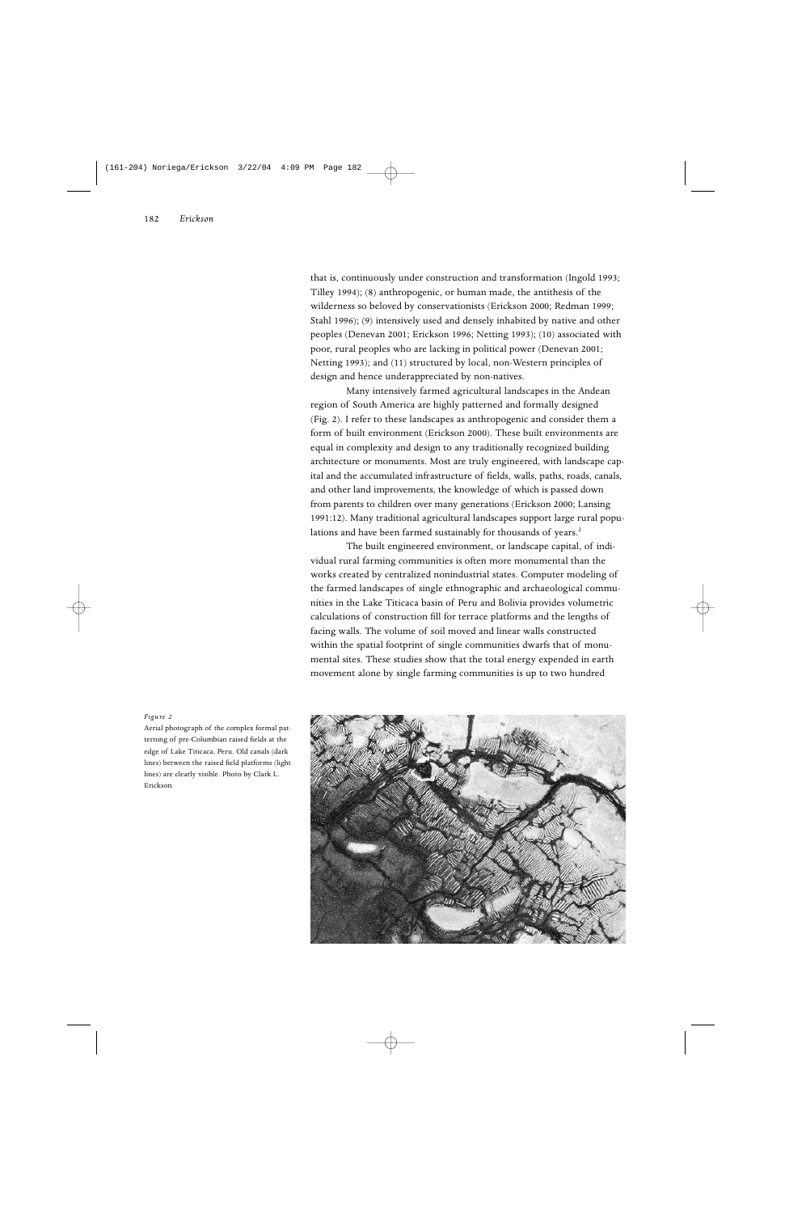that is, continuously under construction and transformation (Ingold 1993; Tilley 1994); (8) anthropogenic, or human made, the antithesis of the wilderness so beloved by conservationists (Erickson 2000; Redman 1999; Stahl 1996); (9) intensively used and densely inhabited by native and other peoples (Denevan 2001; Erickson 1996; Netting 1993); (10) associated with poor, rural peoples who are lacking in political power (Denevan 2001; Netting 1993); and (11) structured by local, non-Western principles of design and hence underappreciated by non-natives.

Many intensively farmed agricultural landscapes in the Andean region of South America are highly patterned and formally designed (Fig. 2). I refer to these landscapes as anthropogenic and consider them a form of built environment (Erickson 2000). These built environments are equal in complexity and design to any traditionally recognized building architecture or monuments. Most are truly engineered, with landscape capital and the accumulated infrastructure of fields, walls, paths, roads, canals, and other land improvements, the knowledge of which is passed down from parents to children over many generations (Erickson 2000; Lansing 1991:12). Many traditional agricultural landscapes support large rural populations and have been farmed sustainably for thousands of years.[2]

The built engineered environment, or landscape capital, of individual rural farming communities is often more monumental than the works created by centralized nonindustrial states. Computer modeling of the farmed landscapes of single ethnographic and archaeological communities in the Lake Titicaca basin of Peru and Bolivia provides volumetric calculations of construction fill for terrace platforms and the lengths of facing walls. The volume of soil moved and linear walls constructed within the spatial footprint of single communities dwarfs that of monumental sites. These studies show that the total energy expended in earth movement alone by single farming communities is up to two hundred

*Figure 2*

Aerial photograph of the complex formal patterning of pre-Columbian raised fields at the edge of Lake Titicaca, Peru. Old canals (dark lines) between the raised field platforms (light lines) are clearly visible. Photo by Clark L. Erickson.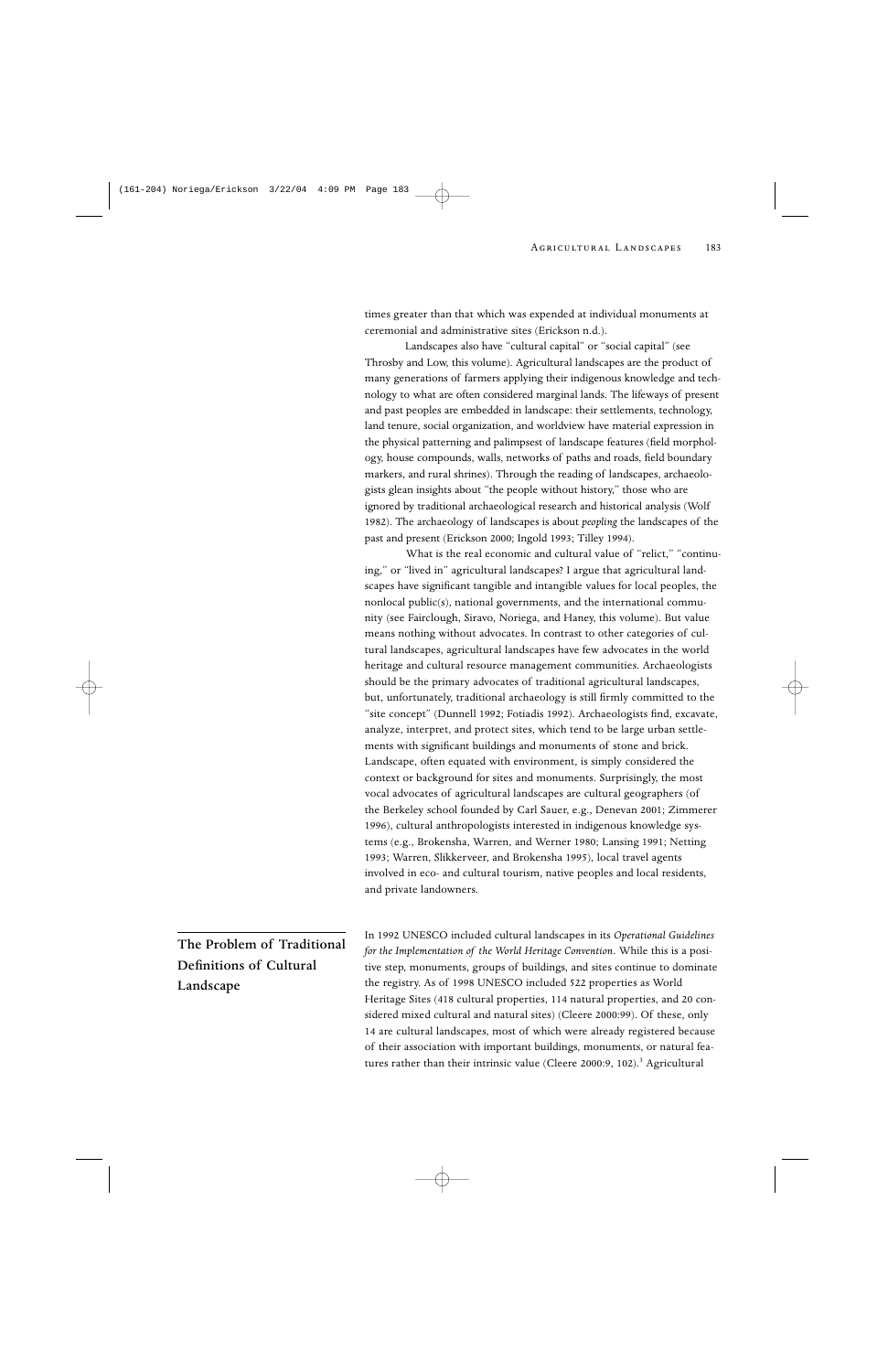times greater than that which was expended at individual monuments at ceremonial and administrative sites (Erickson n.d.).

Landscapes also have "cultural capital" or "social capital" (see Throsby and Low, this volume). Agricultural landscapes are the product of many generations of farmers applying their indigenous knowledge and technology to what are often considered marginal lands. The lifeways of present and past peoples are embedded in landscape: their settlements, technology, land tenure, social organization, and worldview have material expression in the physical patterning and palimpsest of landscape features (field morphology, house compounds, walls, networks of paths and roads, field boundary markers, and rural shrines). Through the reading of landscapes, archaeologists glean insights about "the people without history," those who are ignored by traditional archaeological research and historical analysis (Wolf 1982). The archaeology of landscapes is about *peopling* the landscapes of the past and present (Erickson 2000; Ingold 1993; Tilley 1994).

What is the real economic and cultural value of "relict," "continuing," or "lived in" agricultural landscapes? I argue that agricultural landscapes have significant tangible and intangible values for local peoples, the nonlocal public(s), national governments, and the international community (see Fairclough, Siravo, Noriega, and Haney, this volume). But value means nothing without advocates. In contrast to other categories of cultural landscapes, agricultural landscapes have few advocates in the world heritage and cultural resource management communities. Archaeologists should be the primary advocates of traditional agricultural landscapes, but, unfortunately, traditional archaeology is still firmly committed to the "site concept" (Dunnell 1992; Fotiadis 1992). Archaeologists find, excavate, analyze, interpret, and protect sites, which tend to be large urban settlements with significant buildings and monuments of stone and brick. Landscape, often equated with environment, is simply considered the context or background for sites and monuments. Surprisingly, the most vocal advocates of agricultural landscapes are cultural geographers (of the Berkeley school founded by Carl Sauer, e.g., Denevan 2001; Zimmerer 1996), cultural anthropologists interested in indigenous knowledge systems (e.g., Brokensha, Warren, and Werner 1980; Lansing 1991; Netting 1993; Warren, Slikkerveer, and Brokensha 1995), local travel agents involved in eco- and cultural tourism, native peoples and local residents, and private landowners.

## The Problem of Traditional Definitions of Cultural Landscape

In 1992 UNESCO included cultural landscapes in its *Operational Guidelines for the Implementation of the World Heritage Convention*. While this is a positive step, monuments, groups of buildings, and sites continue to dominate the registry. As of 1998 UNESCO included 522 properties as World Heritage Sites (418 cultural properties, 114 natural properties, and 20 considered mixed cultural and natural sites) (Cleere 2000:99). Of these, only 14 are cultural landscapes, most of which were already registered because of their association with important buildings, monuments, or natural features rather than their intrinsic value (Cleere 2000:9, 102).[3] Agricultural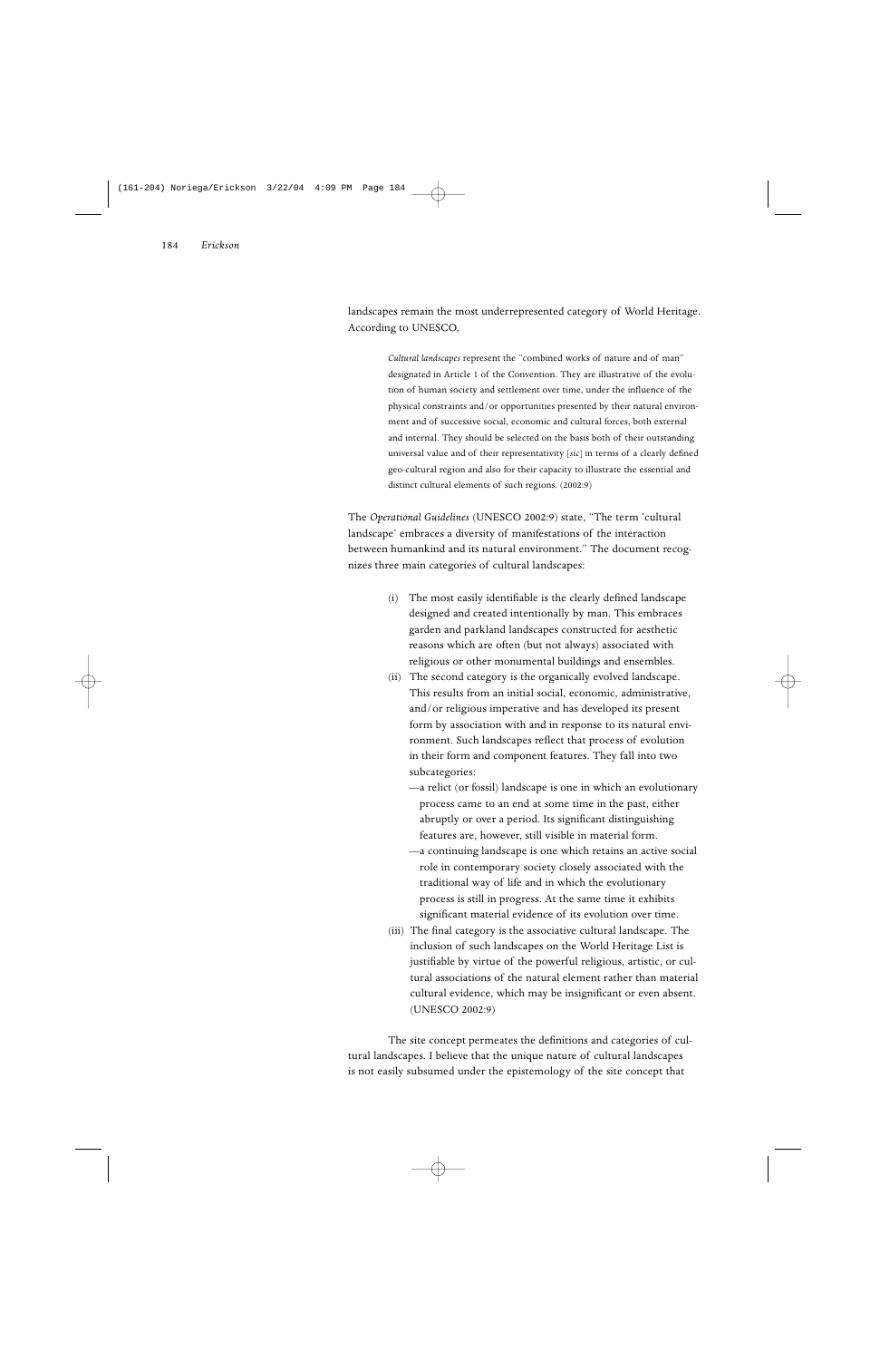landscapes remain the most underrepresented category of World Heritage. According to UNESCO,

> *Cultural landscapes* represent the "combined works of nature and of man" designated in Article 1 of the Convention. They are illustrative of the evolution of human society and settlement over time, under the influence of the physical constraints and/or opportunities presented by their natural environment and of successive social, economic and cultural forces, both external and internal. They should be selected on the basis both of their outstanding universal value and of their representativity [*sic*] in terms of a clearly defined geo-cultural region and also for their capacity to illustrate the essential and distinct cultural elements of such regions. (2002:9)

The *Operational Guidelines* (UNESCO 2002:9) state, "The term 'cultural landscape' embraces a diversity of manifestations of the interaction between humankind and its natural environment." The document recognizes three main categories of cultural landscapes:

> (i) The most easily identifiable is the clearly defined landscape designed and created intentionally by man. This embraces garden and parkland landscapes constructed for aesthetic reasons which are often (but not always) associated with religious or other monumental buildings and ensembles.
>
> (ii) The second category is the organically evolved landscape. This results from an initial social, economic, administrative, and/or religious imperative and has developed its present form by association with and in response to its natural environment. Such landscapes reflect that process of evolution in their form and component features. They fall into two subcategories:
>
> —a relict (or fossil) landscape is one in which an evolutionary process came to an end at some time in the past, either abruptly or over a period. Its significant distinguishing features are, however, still visible in material form.
>
> —a continuing landscape is one which retains an active social role in contemporary society closely associated with the traditional way of life and in which the evolutionary process is still in progress. At the same time it exhibits significant material evidence of its evolution over time.
>
> (iii) The final category is the associative cultural landscape. The inclusion of such landscapes on the World Heritage List is justifiable by virtue of the powerful religious, artistic, or cultural associations of the natural element rather than material cultural evidence, which may be insignificant or even absent. (UNESCO 2002:9)

The site concept permeates the definitions and categories of cultural landscapes. I believe that the unique nature of cultural landscapes is not easily subsumed under the epistemology of the site concept that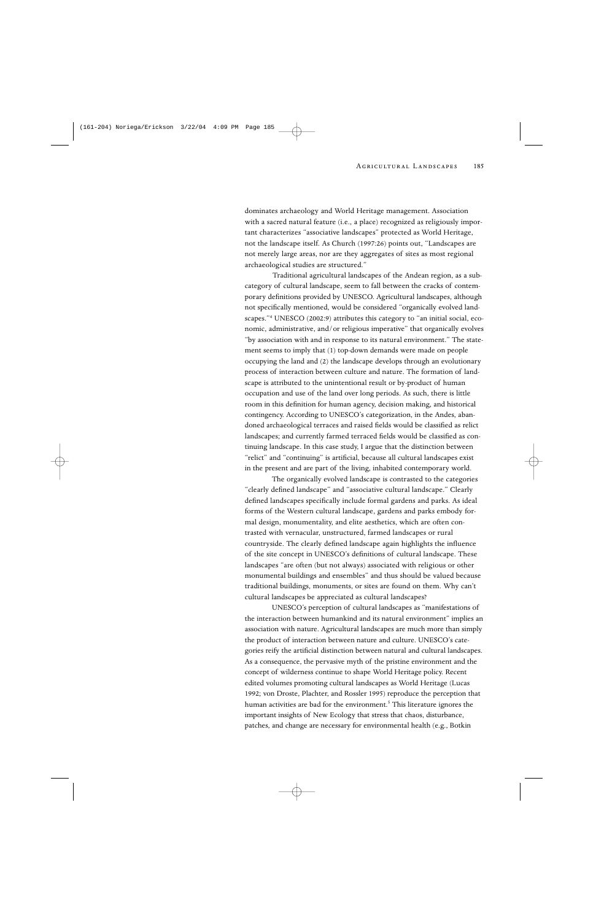dominates archaeology and World Heritage management. Association with a sacred natural feature (i.e., a place) recognized as religiously important characterizes "associative landscapes" protected as World Heritage, not the landscape itself. As Church (1997:26) points out, "Landscapes are not merely large areas, nor are they aggregates of sites as most regional archaeological studies are structured."

Traditional agricultural landscapes of the Andean region, as a subcategory of cultural landscape, seem to fall between the cracks of contemporary definitions provided by UNESCO. Agricultural landscapes, although not specifically mentioned, would be considered "organically evolved landscapes."[4] UNESCO (2002:9) attributes this category to "an initial social, economic, administrative, and/or religious imperative" that organically evolves "by association with and in response to its natural environment." The statement seems to imply that (1) top-down demands were made on people occupying the land and (2) the landscape develops through an evolutionary process of interaction between culture and nature. The formation of landscape is attributed to the unintentional result or by-product of human occupation and use of the land over long periods. As such, there is little room in this definition for human agency, decision making, and historical contingency. According to UNESCO's categorization, in the Andes, abandoned archaeological terraces and raised fields would be classified as relict landscapes; and currently farmed terraced fields would be classified as continuing landscape. In this case study, I argue that the distinction between "relict" and "continuing" is artificial, because all cultural landscapes exist in the present and are part of the living, inhabited contemporary world.

The organically evolved landscape is contrasted to the categories "clearly defined landscape" and "associative cultural landscape." Clearly defined landscapes specifically include formal gardens and parks. As ideal forms of the Western cultural landscape, gardens and parks embody formal design, monumentality, and elite aesthetics, which are often contrasted with vernacular, unstructured, farmed landscapes or rural countryside. The clearly defined landscape again highlights the influence of the site concept in UNESCO's definitions of cultural landscape. These landscapes "are often (but not always) associated with religious or other monumental buildings and ensembles" and thus should be valued because traditional buildings, monuments, or sites are found on them. Why can't cultural landscapes be appreciated as cultural landscapes?

UNESCO's perception of cultural landscapes as "manifestations of the interaction between humankind and its natural environment" implies an association with nature. Agricultural landscapes are much more than simply the product of interaction between nature and culture. UNESCO's categories reify the artificial distinction between natural and cultural landscapes. As a consequence, the pervasive myth of the pristine environment and the concept of wilderness continue to shape World Heritage policy. Recent edited volumes promoting cultural landscapes as World Heritage (Lucas 1992; von Droste, Plachter, and Rossler 1995) reproduce the perception that human activities are bad for the environment.[5] This literature ignores the important insights of New Ecology that stress that chaos, disturbance, patches, and change are necessary for environmental health (e.g., Botkin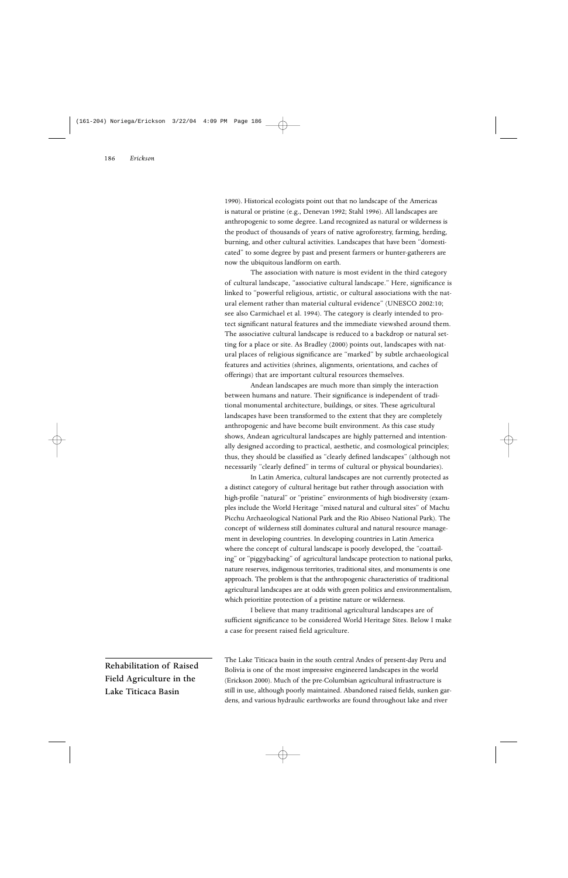1990). Historical ecologists point out that no landscape of the Americas is natural or pristine (e.g., Denevan 1992; Stahl 1996). All landscapes are anthropogenic to some degree. Land recognized as natural or wilderness is the product of thousands of years of native agroforestry, farming, herding, burning, and other cultural activities. Landscapes that have been "domesticated" to some degree by past and present farmers or hunter-gatherers are now the ubiquitous landform on earth.

The association with nature is most evident in the third category of cultural landscape, "associative cultural landscape." Here, significance is linked to "powerful religious, artistic, or cultural associations with the natural element rather than material cultural evidence" (UNESCO 2002:10; see also Carmichael et al. 1994). The category is clearly intended to protect significant natural features and the immediate viewshed around them. The associative cultural landscape is reduced to a backdrop or natural setting for a place or site. As Bradley (2000) points out, landscapes with natural places of religious significance are "marked" by subtle archaeological features and activities (shrines, alignments, orientations, and caches of offerings) that are important cultural resources themselves.

Andean landscapes are much more than simply the interaction between humans and nature. Their significance is independent of traditional monumental architecture, buildings, or sites. These agricultural landscapes have been transformed to the extent that they are completely anthropogenic and have become built environment. As this case study shows, Andean agricultural landscapes are highly patterned and intentionally designed according to practical, aesthetic, and cosmological principles; thus, they should be classified as "clearly defined landscapes" (although not necessarily "clearly defined" in terms of cultural or physical boundaries).

In Latin America, cultural landscapes are not currently protected as a distinct category of cultural heritage but rather through association with high-profile "natural" or "pristine" environments of high biodiversity (examples include the World Heritage "mixed natural and cultural sites" of Machu Picchu Archaeological National Park and the Rio Abiseo National Park). The concept of wilderness still dominates cultural and natural resource management in developing countries. In developing countries in Latin America where the concept of cultural landscape is poorly developed, the "coattailing" or "piggybacking" of agricultural landscape protection to national parks, nature reserves, indigenous territories, traditional sites, and monuments is one approach. The problem is that the anthropogenic characteristics of traditional agricultural landscapes are at odds with green politics and environmentalism, which prioritize protection of a pristine nature or wilderness.

I believe that many traditional agricultural landscapes are of sufficient significance to be considered World Heritage Sites. Below I make a case for present raised field agriculture.

## Rehabilitation of Raised Field Agriculture in the Lake Titicaca Basin

The Lake Titicaca basin in the south central Andes of present-day Peru and Bolivia is one of the most impressive engineered landscapes in the world (Erickson 2000). Much of the pre-Columbian agricultural infrastructure is still in use, although poorly maintained. Abandoned raised fields, sunken gardens, and various hydraulic earthworks are found throughout lake and river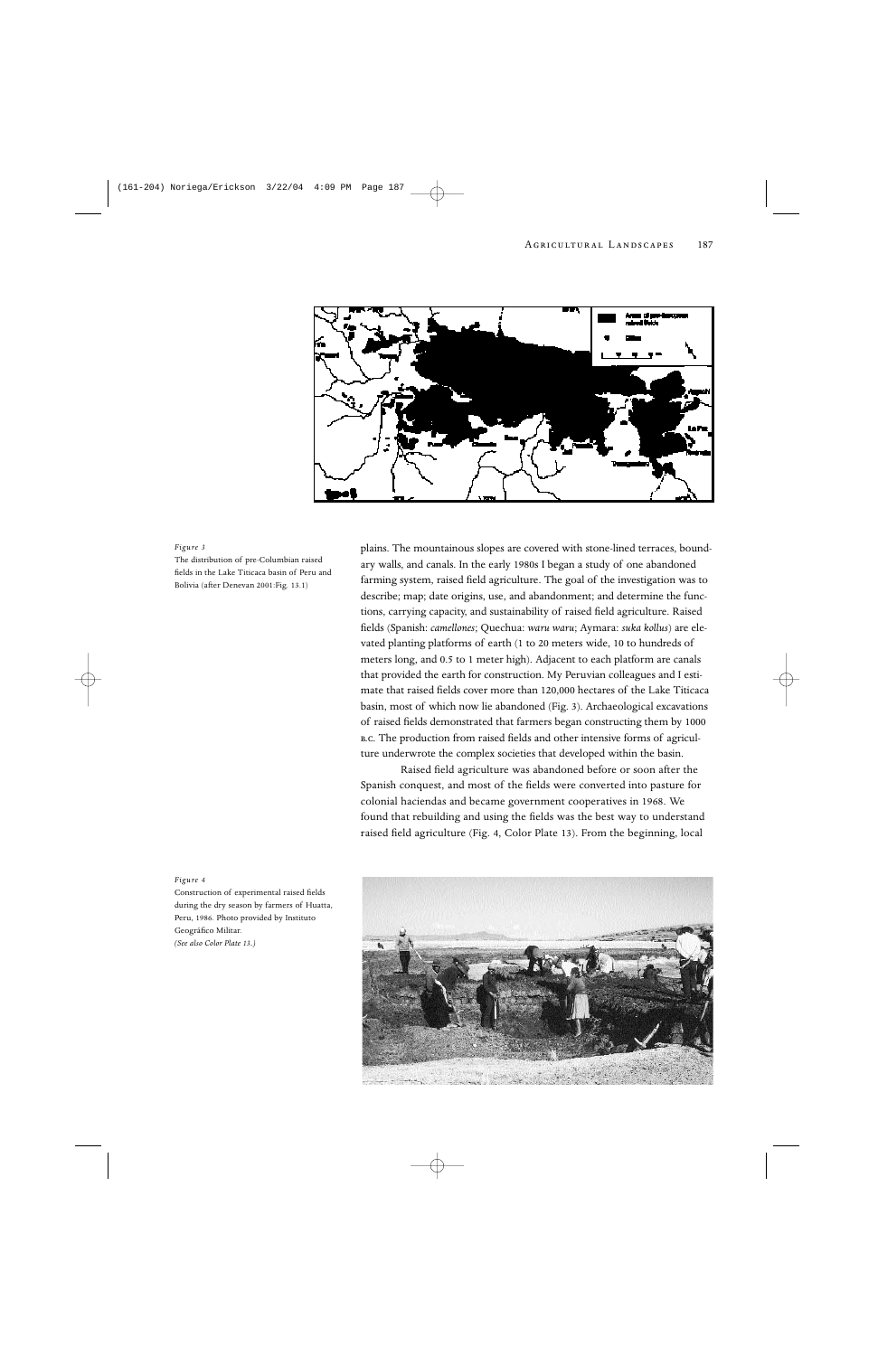*Figure 3*

The distribution of pre-Columbian raised fields in the Lake Titicaca basin of Peru and Bolivia (after Denevan 2001:Fig. 13.1)

plains. The mountainous slopes are covered with stone-lined terraces, boundary walls, and canals. In the early 1980s I began a study of one abandoned farming system, raised field agriculture. The goal of the investigation was to describe; map; date origins, use, and abandonment; and determine the functions, carrying capacity, and sustainability of raised field agriculture. Raised fields (Spanish: *camellones*; Quechua: *waru waru*; Aymara: *suka kollus*) are elevated planting platforms of earth (1 to 20 meters wide, 10 to hundreds of meters long, and 0.5 to 1 meter high). Adjacent to each platform are canals that provided the earth for construction. My Peruvian colleagues and I estimate that raised fields cover more than 120,000 hectares of the Lake Titicaca basin, most of which now lie abandoned (Fig. 3). Archaeological excavations of raised fields demonstrated that farmers began constructing them by 1000 B.C. The production from raised fields and other intensive forms of agriculture underwrote the complex societies that developed within the basin.

Raised field agriculture was abandoned before or soon after the Spanish conquest, and most of the fields were converted into pasture for colonial haciendas and became government cooperatives in 1968. We found that rebuilding and using the fields was the best way to understand raised field agriculture (Fig. 4, Color Plate 13). From the beginning, local

*Figure 4*

Construction of experimental raised fields during the dry season by farmers of Huatta, Peru, 1986. Photo provided by Instituto Geográfico Militar.

*(See also Color Plate 13.)*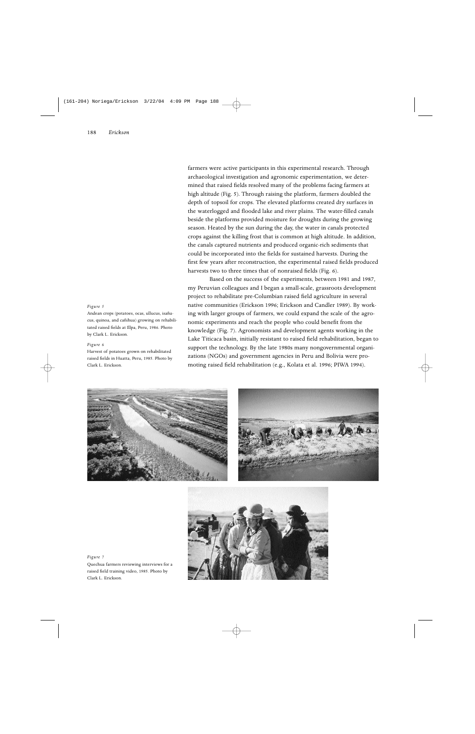farmers were active participants in this experimental research. Through archaeological investigation and agronomic experimentation, we determined that raised fields resolved many of the problems facing farmers at high altitude (Fig. 5). Through raising the platform, farmers doubled the depth of topsoil for crops. The elevated platforms created dry surfaces in the waterlogged and flooded lake and river plains. The water-filled canals beside the platforms provided moisture for droughts during the growing season. Heated by the sun during the day, the water in canals protected crops against the killing frost that is common at high altitude. In addition, the canals captured nutrients and produced organic-rich sediments that could be incorporated into the fields for sustained harvests. During the first few years after reconstruction, the experimental raised fields produced harvests two to three times that of nonraised fields (Fig. 6).

Based on the success of the experiments, between 1981 and 1987, my Peruvian colleagues and I began a small-scale, grassroots development project to rehabilitate pre-Columbian raised field agriculture in several native communities (Erickson 1996; Erickson and Candler 1989). By working with larger groups of farmers, we could expand the scale of the agronomic experiments and reach the people who could benefit from the knowledge (Fig. 7). Agronomists and development agents working in the Lake Titicaca basin, initially resistant to raised field rehabilitation, began to support the technology. By the late 1980s many nongovernmental organizations (NGOs) and government agencies in Peru and Bolivia were promoting raised field rehabilitation (e.g., Kolata et al. 1996; PIWA 1994).

*Figure 5*
Andean crops (potatoes, ocas, ullucus, isañucus, quinoa, and cañihua) growing on rehabilitated raised fields at Illpa, Peru, 1986. Photo by Clark L. Erickson.

*Figure 6*
Harvest of potatoes grown on rehabilitated raised fields in Huatta, Peru, 1985. Photo by Clark L. Erickson.

*Figure 7*
Quechua farmers reviewing interviews for a raised field training video, 1985. Photo by Clark L. Erickson.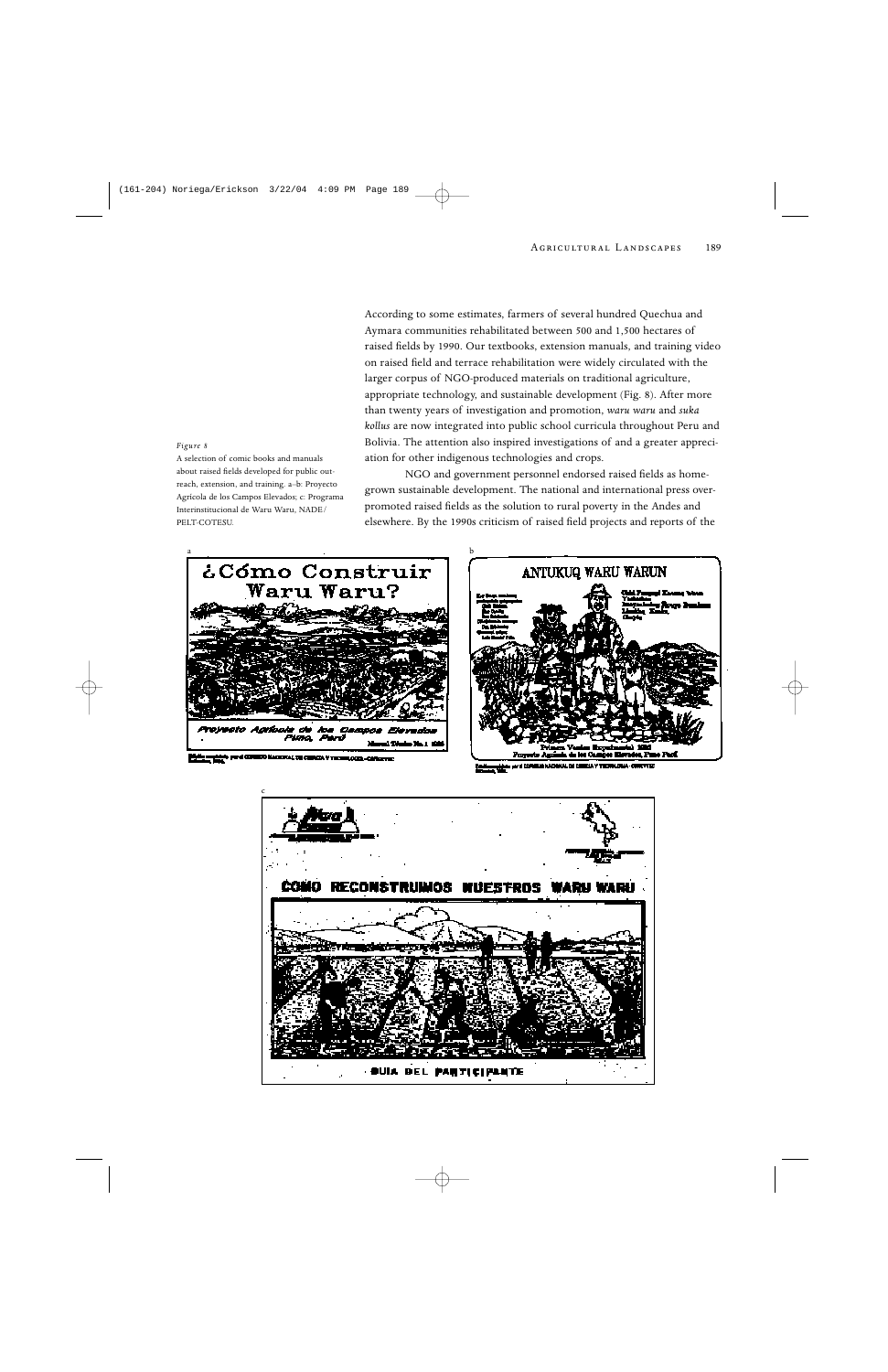According to some estimates, farmers of several hundred Quechua and Aymara communities rehabilitated between 500 and 1,500 hectares of raised fields by 1990. Our textbooks, extension manuals, and training video on raised field and terrace rehabilitation were widely circulated with the larger corpus of NGO-produced materials on traditional agriculture, appropriate technology, and sustainable development (Fig. 8). After more than twenty years of investigation and promotion, *waru waru* and *suka kollus* are now integrated into public school curricula throughout Peru and Bolivia. The attention also inspired investigations of and a greater appreciation for other indigenous technologies and crops.

NGO and government personnel endorsed raised fields as homegrown sustainable development. The national and international press overpromoted raised fields as the solution to rural poverty in the Andes and elsewhere. By the 1990s criticism of raised field projects and reports of the

*Figure 8*

A selection of comic books and manuals about raised fields developed for public outreach, extension, and training. a–b: Proyecto Agrícola de los Campos Elevados; c: Programa Interinstitucional de Waru Waru, NADE/PELT-COTESU.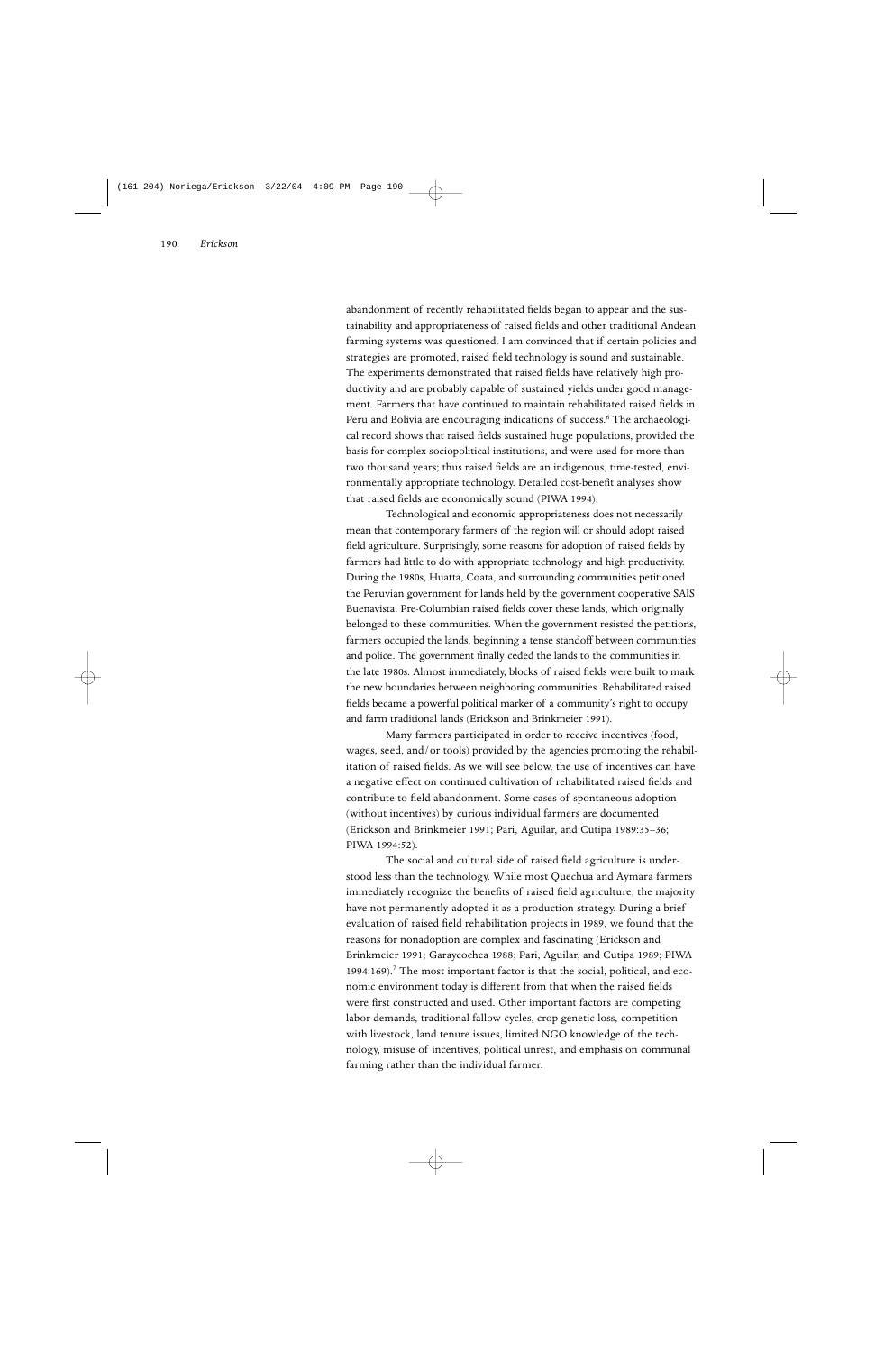abandonment of recently rehabilitated fields began to appear and the sustainability and appropriateness of raised fields and other traditional Andean farming systems was questioned. I am convinced that if certain policies and strategies are promoted, raised field technology is sound and sustainable. The experiments demonstrated that raised fields have relatively high productivity and are probably capable of sustained yields under good management. Farmers that have continued to maintain rehabilitated raised fields in Peru and Bolivia are encouraging indications of success.[6] The archaeological record shows that raised fields sustained huge populations, provided the basis for complex sociopolitical institutions, and were used for more than two thousand years; thus raised fields are an indigenous, time-tested, environmentally appropriate technology. Detailed cost-benefit analyses show that raised fields are economically sound (PIWA 1994).

Technological and economic appropriateness does not necessarily mean that contemporary farmers of the region will or should adopt raised field agriculture. Surprisingly, some reasons for adoption of raised fields by farmers had little to do with appropriate technology and high productivity. During the 1980s, Huatta, Coata, and surrounding communities petitioned the Peruvian government for lands held by the government cooperative SAIS Buenavista. Pre-Columbian raised fields cover these lands, which originally belonged to these communities. When the government resisted the petitions, farmers occupied the lands, beginning a tense standoff between communities and police. The government finally ceded the lands to the communities in the late 1980s. Almost immediately, blocks of raised fields were built to mark the new boundaries between neighboring communities. Rehabilitated raised fields became a powerful political marker of a community's right to occupy and farm traditional lands (Erickson and Brinkmeier 1991).

Many farmers participated in order to receive incentives (food, wages, seed, and/or tools) provided by the agencies promoting the rehabilitation of raised fields. As we will see below, the use of incentives can have a negative effect on continued cultivation of rehabilitated raised fields and contribute to field abandonment. Some cases of spontaneous adoption (without incentives) by curious individual farmers are documented (Erickson and Brinkmeier 1991; Pari, Aguilar, and Cutipa 1989:35–36; PIWA 1994:52).

The social and cultural side of raised field agriculture is understood less than the technology. While most Quechua and Aymara farmers immediately recognize the benefits of raised field agriculture, the majority have not permanently adopted it as a production strategy. During a brief evaluation of raised field rehabilitation projects in 1989, we found that the reasons for nonadoption are complex and fascinating (Erickson and Brinkmeier 1991; Garaycochea 1988; Pari, Aguilar, and Cutipa 1989; PIWA 1994:169).[7] The most important factor is that the social, political, and economic environment today is different from that when the raised fields were first constructed and used. Other important factors are competing labor demands, traditional fallow cycles, crop genetic loss, competition with livestock, land tenure issues, limited NGO knowledge of the technology, misuse of incentives, political unrest, and emphasis on communal farming rather than the individual farmer.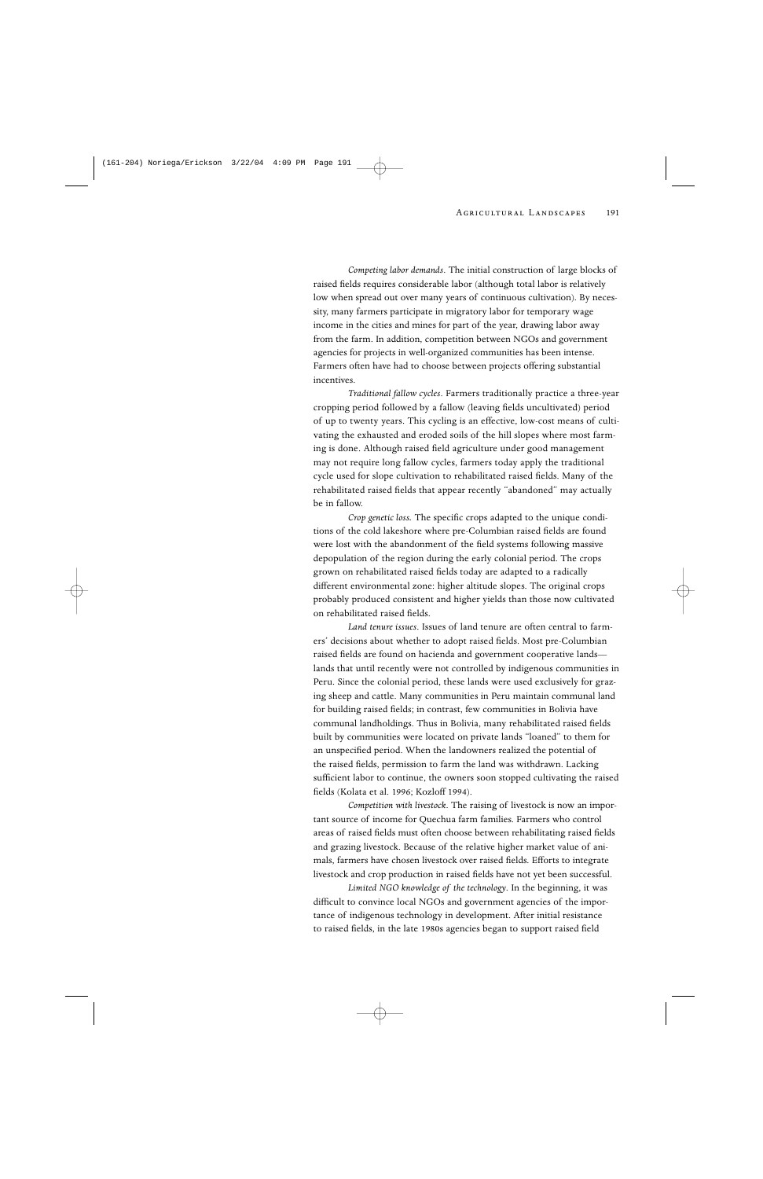*Competing labor demands*. The initial construction of large blocks of raised fields requires considerable labor (although total labor is relatively low when spread out over many years of continuous cultivation). By necessity, many farmers participate in migratory labor for temporary wage income in the cities and mines for part of the year, drawing labor away from the farm. In addition, competition between NGOs and government agencies for projects in well-organized communities has been intense. Farmers often have had to choose between projects offering substantial incentives.

*Traditional fallow cycles*. Farmers traditionally practice a three-year cropping period followed by a fallow (leaving fields uncultivated) period of up to twenty years. This cycling is an effective, low-cost means of cultivating the exhausted and eroded soils of the hill slopes where most farming is done. Although raised field agriculture under good management may not require long fallow cycles, farmers today apply the traditional cycle used for slope cultivation to rehabilitated raised fields. Many of the rehabilitated raised fields that appear recently "abandoned" may actually be in fallow.

*Crop genetic loss.* The specific crops adapted to the unique conditions of the cold lakeshore where pre-Columbian raised fields are found were lost with the abandonment of the field systems following massive depopulation of the region during the early colonial period. The crops grown on rehabilitated raised fields today are adapted to a radically different environmental zone: higher altitude slopes. The original crops probably produced consistent and higher yields than those now cultivated on rehabilitated raised fields.

*Land tenure issues*. Issues of land tenure are often central to farmers' decisions about whether to adopt raised fields. Most pre-Columbian raised fields are found on hacienda and government cooperative lands—lands that until recently were not controlled by indigenous communities in Peru. Since the colonial period, these lands were used exclusively for grazing sheep and cattle. Many communities in Peru maintain communal land for building raised fields; in contrast, few communities in Bolivia have communal landholdings. Thus in Bolivia, many rehabilitated raised fields built by communities were located on private lands "loaned" to them for an unspecified period. When the landowners realized the potential of the raised fields, permission to farm the land was withdrawn. Lacking sufficient labor to continue, the owners soon stopped cultivating the raised fields (Kolata et al. 1996; Kozloff 1994).

*Competition with livestock*. The raising of livestock is now an important source of income for Quechua farm families. Farmers who control areas of raised fields must often choose between rehabilitating raised fields and grazing livestock. Because of the relative higher market value of animals, farmers have chosen livestock over raised fields. Efforts to integrate livestock and crop production in raised fields have not yet been successful.

*Limited NGO knowledge of the technology*. In the beginning, it was difficult to convince local NGOs and government agencies of the importance of indigenous technology in development. After initial resistance to raised fields, in the late 1980s agencies began to support raised field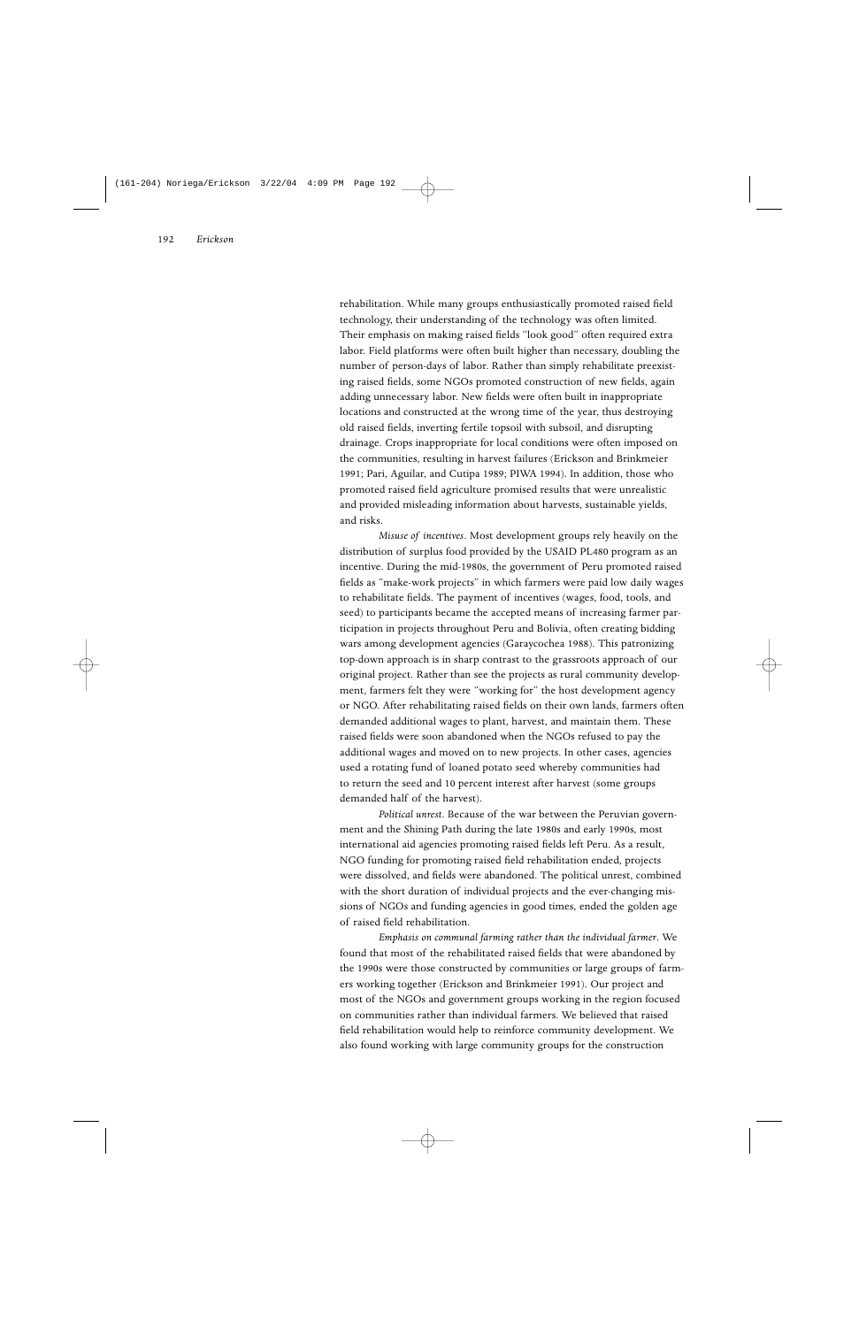rehabilitation. While many groups enthusiastically promoted raised field technology, their understanding of the technology was often limited. Their emphasis on making raised fields "look good" often required extra labor. Field platforms were often built higher than necessary, doubling the number of person-days of labor. Rather than simply rehabilitate preexisting raised fields, some NGOs promoted construction of new fields, again adding unnecessary labor. New fields were often built in inappropriate locations and constructed at the wrong time of the year, thus destroying old raised fields, inverting fertile topsoil with subsoil, and disrupting drainage. Crops inappropriate for local conditions were often imposed on the communities, resulting in harvest failures (Erickson and Brinkmeier 1991; Pari, Aguilar, and Cutipa 1989; PIWA 1994). In addition, those who promoted raised field agriculture promised results that were unrealistic and provided misleading information about harvests, sustainable yields, and risks.

*Misuse of incentives*. Most development groups rely heavily on the distribution of surplus food provided by the USAID PL480 program as an incentive. During the mid-1980s, the government of Peru promoted raised fields as "make-work projects" in which farmers were paid low daily wages to rehabilitate fields. The payment of incentives (wages, food, tools, and seed) to participants became the accepted means of increasing farmer participation in projects throughout Peru and Bolivia, often creating bidding wars among development agencies (Garaycochea 1988). This patronizing top-down approach is in sharp contrast to the grassroots approach of our original project. Rather than see the projects as rural community development, farmers felt they were "working for" the host development agency or NGO. After rehabilitating raised fields on their own lands, farmers often demanded additional wages to plant, harvest, and maintain them. These raised fields were soon abandoned when the NGOs refused to pay the additional wages and moved on to new projects. In other cases, agencies used a rotating fund of loaned potato seed whereby communities had to return the seed and 10 percent interest after harvest (some groups demanded half of the harvest).

*Political unrest*. Because of the war between the Peruvian government and the Shining Path during the late 1980s and early 1990s, most international aid agencies promoting raised fields left Peru. As a result, NGO funding for promoting raised field rehabilitation ended, projects were dissolved, and fields were abandoned. The political unrest, combined with the short duration of individual projects and the ever-changing missions of NGOs and funding agencies in good times, ended the golden age of raised field rehabilitation.

*Emphasis on communal farming rather than the individual farmer*. We found that most of the rehabilitated raised fields that were abandoned by the 1990s were those constructed by communities or large groups of farmers working together (Erickson and Brinkmeier 1991). Our project and most of the NGOs and government groups working in the region focused on communities rather than individual farmers. We believed that raised field rehabilitation would help to reinforce community development. We also found working with large community groups for the construction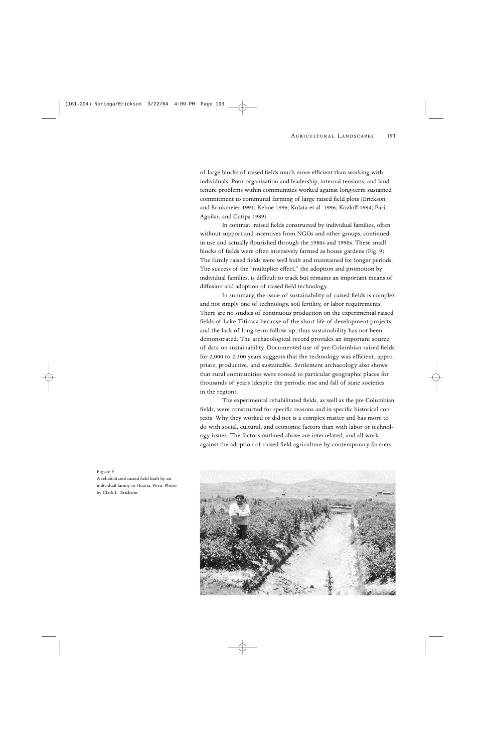of large blocks of raised fields much more efficient than working with individuals. Poor organization and leadership, internal tensions, and land tenure problems within communities worked against long-term sustained commitment to communal farming of large raised field plots (Erickson and Brinkmeier 1991; Kehoe 1996; Kolata et al. 1996; Kozloff 1994; Pari, Aguilar, and Cutipa 1989).

In contrast, raised fields constructed by individual families, often without support and incentives from NGOs and other groups, continued in use and actually flourished through the 1980s and 1990s. These small blocks of fields were often intensively farmed as house gardens (Fig. 9). The family raised fields were well built and maintained for longer periods. The success of the "multiplier effect," the adoption and promotion by individual families, is difficult to track but remains an important means of diffusion and adoption of raised field technology.

In summary, the issue of sustainability of raised fields is complex and not simply one of technology, soil fertility, or labor requirements. There are no studies of continuous production on the experimental raised fields of Lake Titicaca because of the short life of development projects and the lack of long-term follow-up; thus sustainability has not been demonstrated. The archaeological record provides an important source of data on sustainability. Documented use of pre-Columbian raised fields for 2,000 to 2,500 years suggests that the technology was efficient, appropriate, productive, and sustainable. Settlement archaeology also shows that rural communities were rooted to particular geographic places for thousands of years (despite the periodic rise and fall of state societies in the region).

The experimental rehabilitated fields, as well as the pre-Columbian fields, were constructed for specific reasons and in specific historical contexts. Why they worked or did not is a complex matter and has more to do with social, cultural, and economic factors than with labor or technology issues. The factors outlined above are interrelated, and all work against the adoption of raised field agriculture by contemporary farmers.

*Figure 9*

A rehabilitated raised field built by an individual family in Huatta, Peru. Photo by Clark L. Erickson.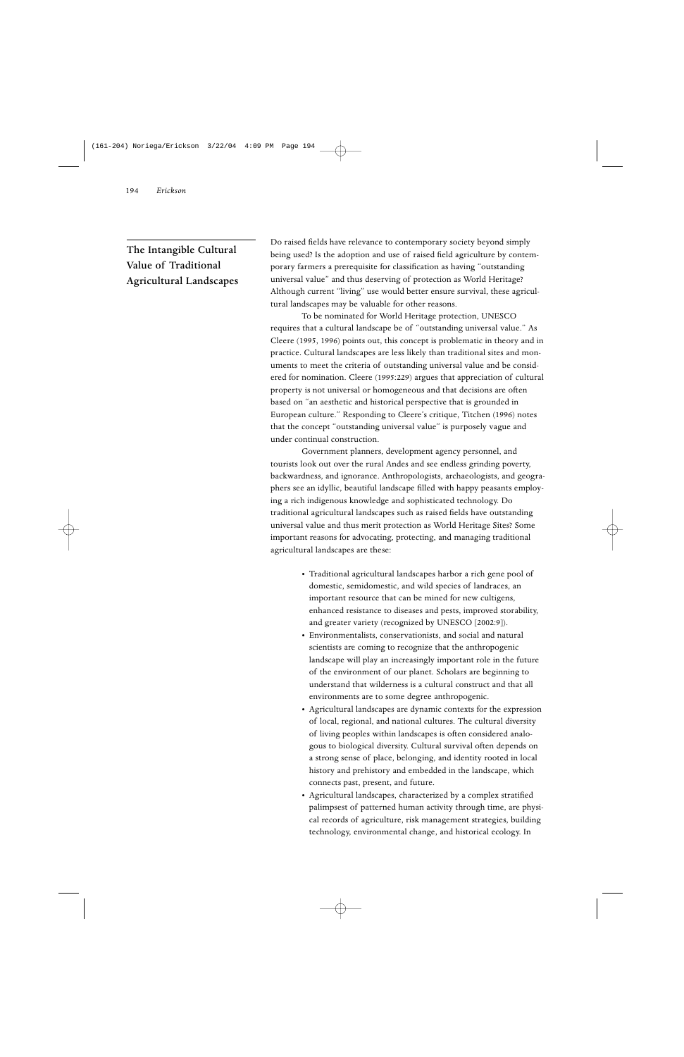## The Intangible Cultural Value of Traditional Agricultural Landscapes

Do raised fields have relevance to contemporary society beyond simply being used? Is the adoption and use of raised field agriculture by contemporary farmers a prerequisite for classification as having "outstanding universal value" and thus deserving of protection as World Heritage? Although current "living" use would better ensure survival, these agricultural landscapes may be valuable for other reasons.

To be nominated for World Heritage protection, UNESCO requires that a cultural landscape be of "outstanding universal value." As Cleere (1995, 1996) points out, this concept is problematic in theory and in practice. Cultural landscapes are less likely than traditional sites and monuments to meet the criteria of outstanding universal value and be considered for nomination. Cleere (1995:229) argues that appreciation of cultural property is not universal or homogeneous and that decisions are often based on "an aesthetic and historical perspective that is grounded in European culture." Responding to Cleere's critique, Titchen (1996) notes that the concept "outstanding universal value" is purposely vague and under continual construction.

Government planners, development agency personnel, and tourists look out over the rural Andes and see endless grinding poverty, backwardness, and ignorance. Anthropologists, archaeologists, and geographers see an idyllic, beautiful landscape filled with happy peasants employing a rich indigenous knowledge and sophisticated technology. Do traditional agricultural landscapes such as raised fields have outstanding universal value and thus merit protection as World Heritage Sites? Some important reasons for advocating, protecting, and managing traditional agricultural landscapes are these:

- Traditional agricultural landscapes harbor a rich gene pool of domestic, semidomestic, and wild species of landraces, an important resource that can be mined for new cultigens, enhanced resistance to diseases and pests, improved storability, and greater variety (recognized by UNESCO [2002:9]).
- Environmentalists, conservationists, and social and natural scientists are coming to recognize that the anthropogenic landscape will play an increasingly important role in the future of the environment of our planet. Scholars are beginning to understand that wilderness is a cultural construct and that all environments are to some degree anthropogenic.
- Agricultural landscapes are dynamic contexts for the expression of local, regional, and national cultures. The cultural diversity of living peoples within landscapes is often considered analogous to biological diversity. Cultural survival often depends on a strong sense of place, belonging, and identity rooted in local history and prehistory and embedded in the landscape, which connects past, present, and future.
- Agricultural landscapes, characterized by a complex stratified palimpsest of patterned human activity through time, are physical records of agriculture, risk management strategies, building technology, environmental change, and historical ecology. In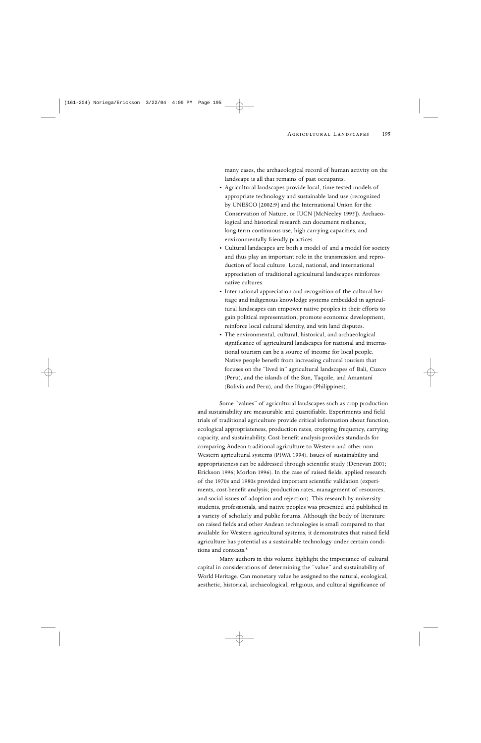many cases, the archaeological record of human activity on the landscape is all that remains of past occupants.

- Agricultural landscapes provide local, time-tested models of appropriate technology and sustainable land use (recognized by UNESCO [2002:9] and the International Union for the Conservation of Nature, or IUCN [McNeeley 1995]). Archaeological and historical research can document resilience, long-term continuous use, high carrying capacities, and environmentally friendly practices.
- Cultural landscapes are both a model of and a model for society and thus play an important role in the transmission and reproduction of local culture. Local, national, and international appreciation of traditional agricultural landscapes reinforces native cultures.
- International appreciation and recognition of the cultural heritage and indigenous knowledge systems embedded in agricultural landscapes can empower native peoples in their efforts to gain political representation, promote economic development, reinforce local cultural identity, and win land disputes.
- The environmental, cultural, historical, and archaeological significance of agricultural landscapes for national and international tourism can be a source of income for local people. Native people benefit from increasing cultural tourism that focuses on the "lived in" agricultural landscapes of Bali, Cuzco (Peru), and the islands of the Sun, Taquile, and Amantaní (Bolivia and Peru), and the Ifugao (Philippines).

Some "values" of agricultural landscapes such as crop production and sustainability are measurable and quantifiable. Experiments and field trials of traditional agriculture provide critical information about function, ecological appropriateness, production rates, cropping frequency, carrying capacity, and sustainability. Cost-benefit analysis provides standards for comparing Andean traditional agriculture to Western and other non-Western agricultural systems (PIWA 1994). Issues of sustainability and appropriateness can be addressed through scientific study (Denevan 2001; Erickson 1996; Morlon 1996). In the case of raised fields, applied research of the 1970s and 1980s provided important scientific validation (experiments, cost-benefit analysis; production rates, management of resources, and social issues of adoption and rejection). This research by university students, professionals, and native peoples was presented and published in a variety of scholarly and public forums. Although the body of literature on raised fields and other Andean technologies is small compared to that available for Western agricultural systems, it demonstrates that raised field agriculture has potential as a sustainable technology under certain conditions and contexts.[8]

Many authors in this volume highlight the importance of cultural capital in considerations of determining the "value" and sustainability of World Heritage. Can monetary value be assigned to the natural, ecological, aesthetic, historical, archaeological, religious, and cultural significance of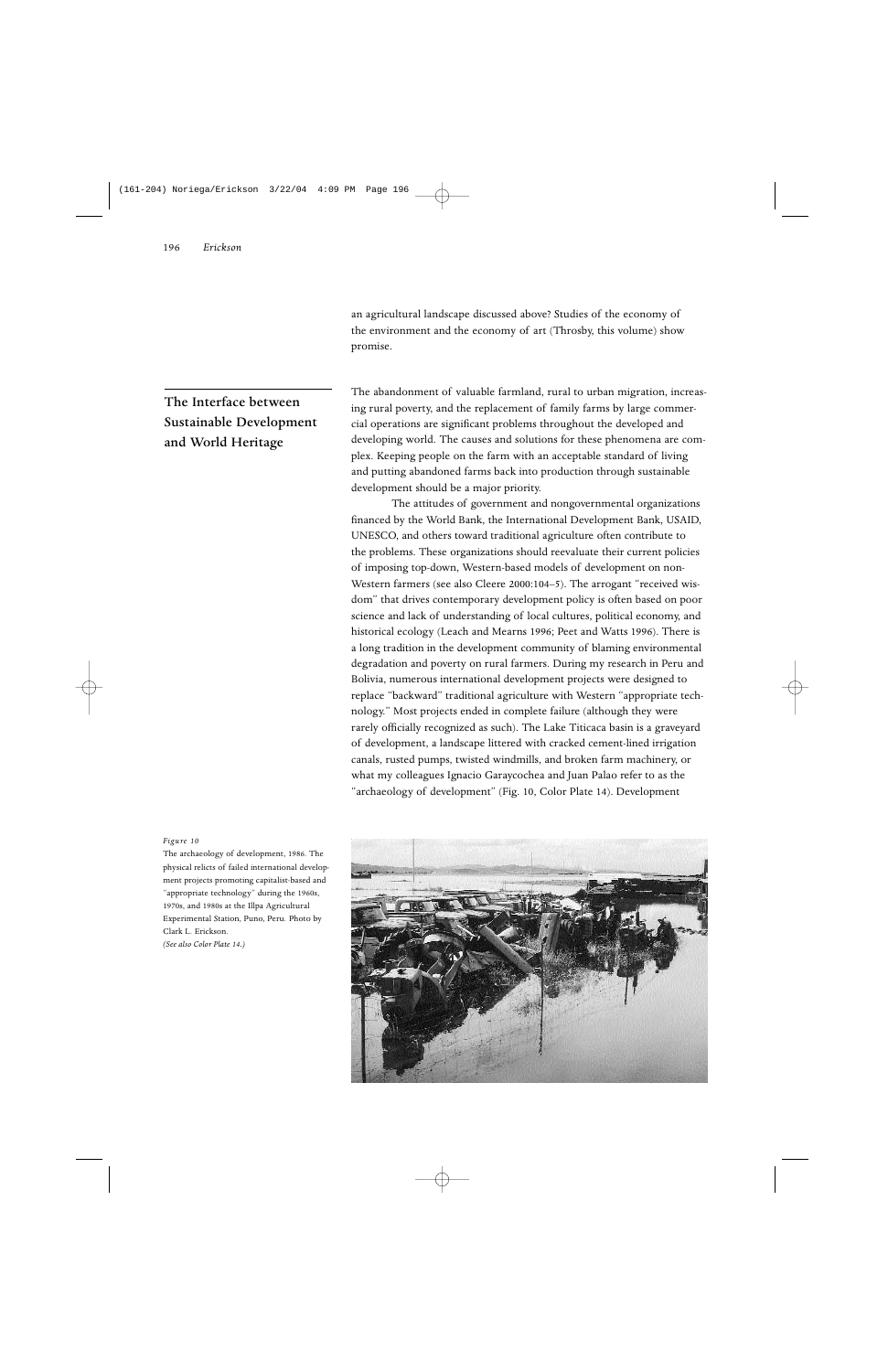an agricultural landscape discussed above? Studies of the economy of the environment and the economy of art (Throsby, this volume) show promise.

## The Interface between Sustainable Development and World Heritage

The abandonment of valuable farmland, rural to urban migration, increasing rural poverty, and the replacement of family farms by large commercial operations are significant problems throughout the developed and developing world. The causes and solutions for these phenomena are complex. Keeping people on the farm with an acceptable standard of living and putting abandoned farms back into production through sustainable development should be a major priority.

The attitudes of government and nongovernmental organizations financed by the World Bank, the International Development Bank, USAID, UNESCO, and others toward traditional agriculture often contribute to the problems. These organizations should reevaluate their current policies of imposing top-down, Western-based models of development on non-Western farmers (see also Cleere 2000:104–5). The arrogant "received wisdom" that drives contemporary development policy is often based on poor science and lack of understanding of local cultures, political economy, and historical ecology (Leach and Mearns 1996; Peet and Watts 1996). There is a long tradition in the development community of blaming environmental degradation and poverty on rural farmers. During my research in Peru and Bolivia, numerous international development projects were designed to replace "backward" traditional agriculture with Western "appropriate technology." Most projects ended in complete failure (although they were rarely officially recognized as such). The Lake Titicaca basin is a graveyard of development, a landscape littered with cracked cement-lined irrigation canals, rusted pumps, twisted windmills, and broken farm machinery, or what my colleagues Ignacio Garaycochea and Juan Palao refer to as the "archaeology of development" (Fig. 10, Color Plate 14). Development

*Figure 10*

The archaeology of development, 1986. The physical relicts of failed international development projects promoting capitalist-based and "appropriate technology" during the 1960s, 1970s, and 1980s at the Illpa Agricultural Experimental Station, Puno, Peru. Photo by Clark L. Erickson.
*(See also Color Plate 14.)*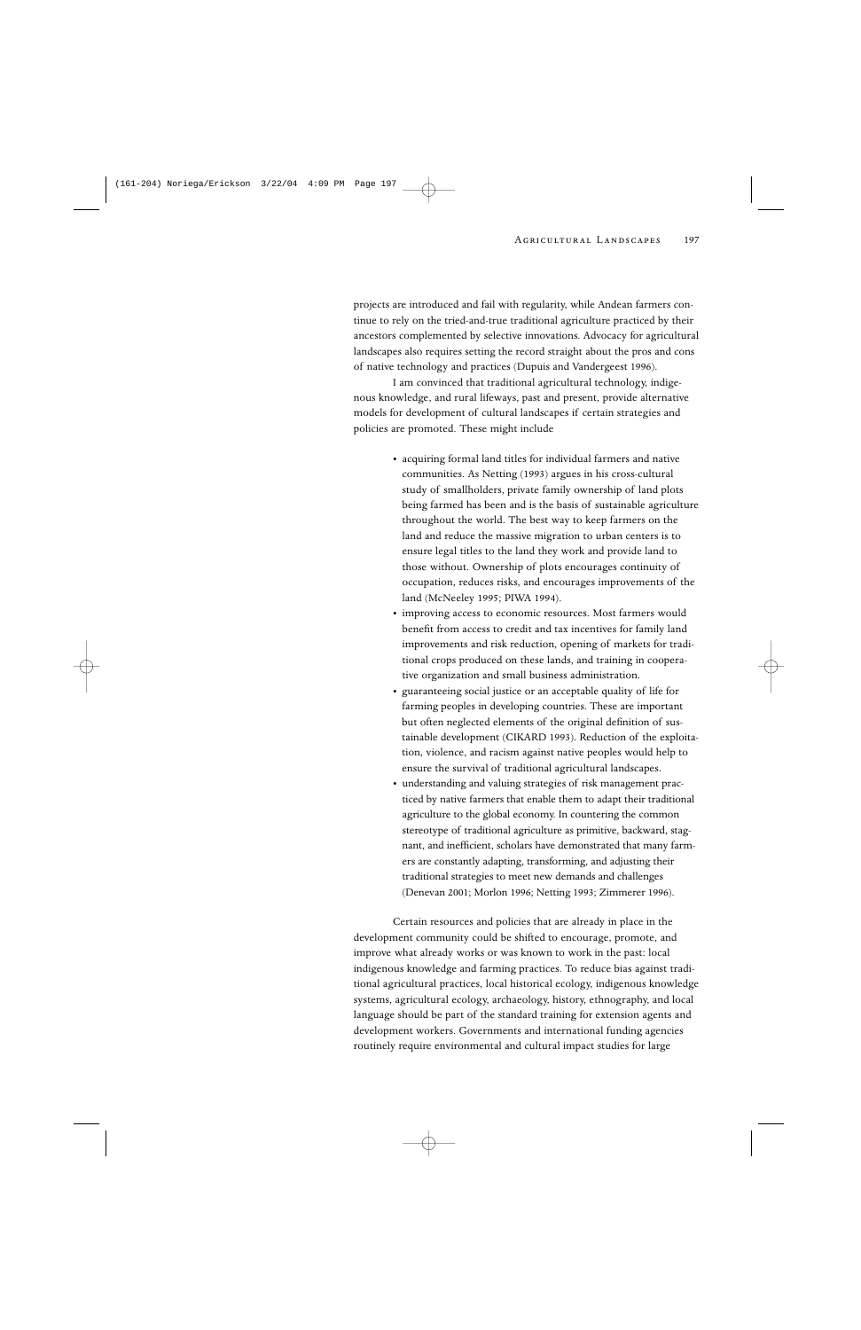projects are introduced and fail with regularity, while Andean farmers continue to rely on the tried-and-true traditional agriculture practiced by their ancestors complemented by selective innovations. Advocacy for agricultural landscapes also requires setting the record straight about the pros and cons of native technology and practices (Dupuis and Vandergeest 1996).

I am convinced that traditional agricultural technology, indigenous knowledge, and rural lifeways, past and present, provide alternative models for development of cultural landscapes if certain strategies and policies are promoted. These might include

- acquiring formal land titles for individual farmers and native communities. As Netting (1993) argues in his cross-cultural study of smallholders, private family ownership of land plots being farmed has been and is the basis of sustainable agriculture throughout the world. The best way to keep farmers on the land and reduce the massive migration to urban centers is to ensure legal titles to the land they work and provide land to those without. Ownership of plots encourages continuity of occupation, reduces risks, and encourages improvements of the land (McNeeley 1995; PIWA 1994).
- improving access to economic resources. Most farmers would benefit from access to credit and tax incentives for family land improvements and risk reduction, opening of markets for traditional crops produced on these lands, and training in cooperative organization and small business administration.
- guaranteeing social justice or an acceptable quality of life for farming peoples in developing countries. These are important but often neglected elements of the original definition of sustainable development (CIKARD 1993). Reduction of the exploitation, violence, and racism against native peoples would help to ensure the survival of traditional agricultural landscapes.
- understanding and valuing strategies of risk management practiced by native farmers that enable them to adapt their traditional agriculture to the global economy. In countering the common stereotype of traditional agriculture as primitive, backward, stagnant, and inefficient, scholars have demonstrated that many farmers are constantly adapting, transforming, and adjusting their traditional strategies to meet new demands and challenges (Denevan 2001; Morlon 1996; Netting 1993; Zimmerer 1996).

Certain resources and policies that are already in place in the development community could be shifted to encourage, promote, and improve what already works or was known to work in the past: local indigenous knowledge and farming practices. To reduce bias against traditional agricultural practices, local historical ecology, indigenous knowledge systems, agricultural ecology, archaeology, history, ethnography, and local language should be part of the standard training for extension agents and development workers. Governments and international funding agencies routinely require environmental and cultural impact studies for large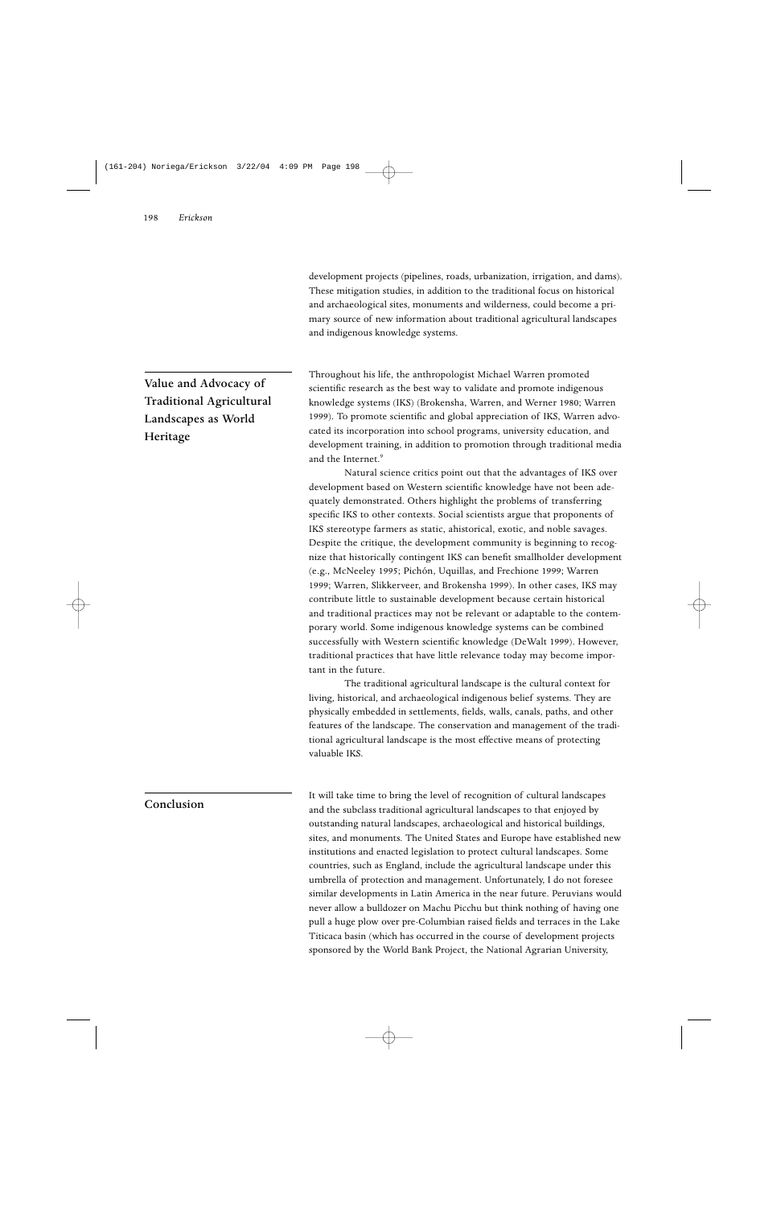development projects (pipelines, roads, urbanization, irrigation, and dams). These mitigation studies, in addition to the traditional focus on historical and archaeological sites, monuments and wilderness, could become a primary source of new information about traditional agricultural landscapes and indigenous knowledge systems.

## Value and Advocacy of Traditional Agricultural Landscapes as World Heritage

Throughout his life, the anthropologist Michael Warren promoted scientific research as the best way to validate and promote indigenous knowledge systems (IKS) (Brokensha, Warren, and Werner 1980; Warren 1999). To promote scientific and global appreciation of IKS, Warren advocated its incorporation into school programs, university education, and development training, in addition to promotion through traditional media and the Internet.[9]

Natural science critics point out that the advantages of IKS over development based on Western scientific knowledge have not been adequately demonstrated. Others highlight the problems of transferring specific IKS to other contexts. Social scientists argue that proponents of IKS stereotype farmers as static, ahistorical, exotic, and noble savages. Despite the critique, the development community is beginning to recognize that historically contingent IKS can benefit smallholder development (e.g., McNeeley 1995; Pichón, Uquillas, and Frechione 1999; Warren 1999; Warren, Slikkerveer, and Brokensha 1999). In other cases, IKS may contribute little to sustainable development because certain historical and traditional practices may not be relevant or adaptable to the contemporary world. Some indigenous knowledge systems can be combined successfully with Western scientific knowledge (DeWalt 1999). However, traditional practices that have little relevance today may become important in the future.

The traditional agricultural landscape is the cultural context for living, historical, and archaeological indigenous belief systems. They are physically embedded in settlements, fields, walls, canals, paths, and other features of the landscape. The conservation and management of the traditional agricultural landscape is the most effective means of protecting valuable IKS.

## Conclusion

It will take time to bring the level of recognition of cultural landscapes and the subclass traditional agricultural landscapes to that enjoyed by outstanding natural landscapes, archaeological and historical buildings, sites, and monuments. The United States and Europe have established new institutions and enacted legislation to protect cultural landscapes. Some countries, such as England, include the agricultural landscape under this umbrella of protection and management. Unfortunately, I do not foresee similar developments in Latin America in the near future. Peruvians would never allow a bulldozer on Machu Picchu but think nothing of having one pull a huge plow over pre-Columbian raised fields and terraces in the Lake Titicaca basin (which has occurred in the course of development projects sponsored by the World Bank Project, the National Agrarian University,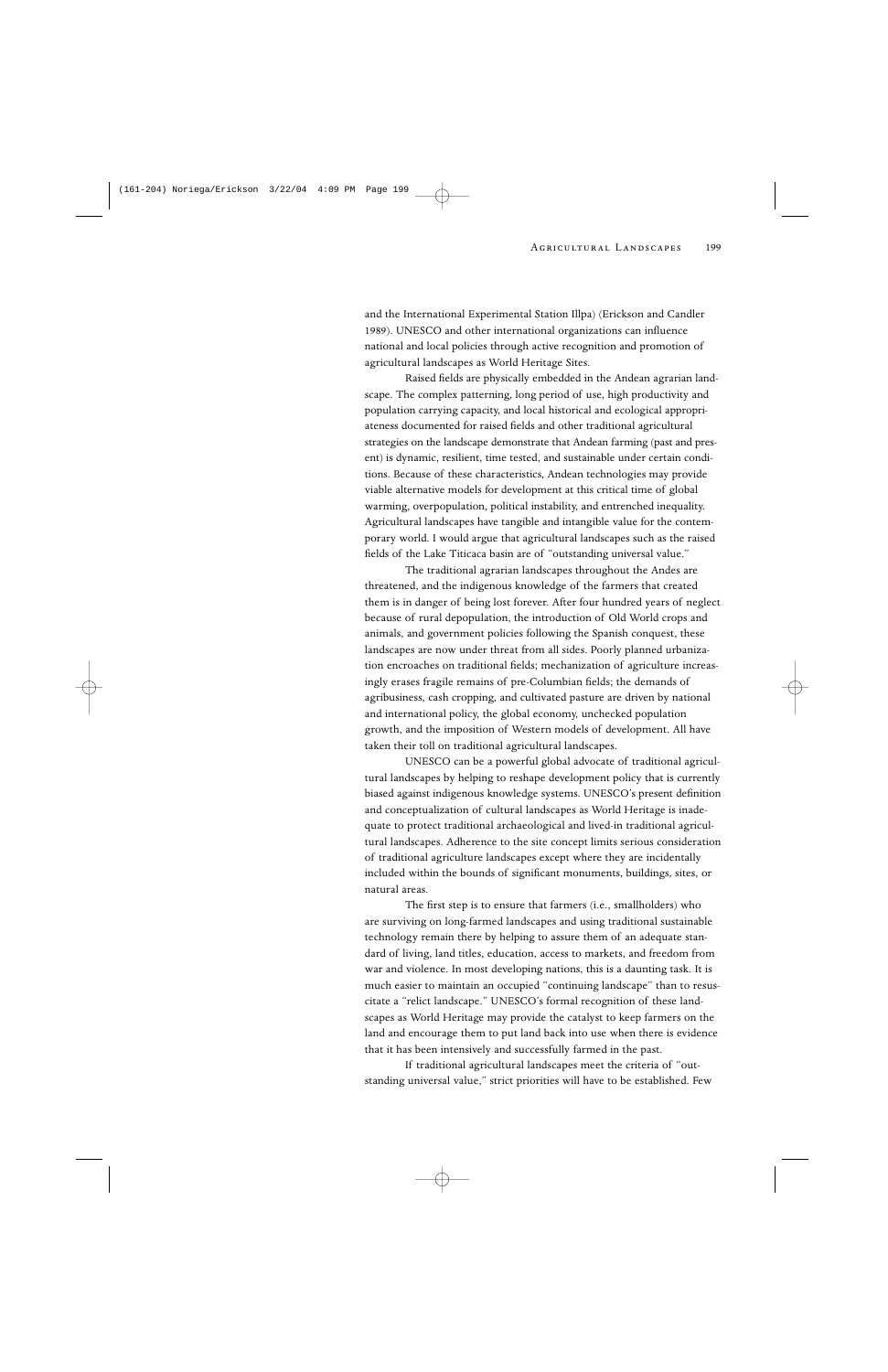and the International Experimental Station Illpa) (Erickson and Candler 1989). UNESCO and other international organizations can influence national and local policies through active recognition and promotion of agricultural landscapes as World Heritage Sites.

Raised fields are physically embedded in the Andean agrarian landscape. The complex patterning, long period of use, high productivity and population carrying capacity, and local historical and ecological appropriateness documented for raised fields and other traditional agricultural strategies on the landscape demonstrate that Andean farming (past and present) is dynamic, resilient, time tested, and sustainable under certain conditions. Because of these characteristics, Andean technologies may provide viable alternative models for development at this critical time of global warming, overpopulation, political instability, and entrenched inequality. Agricultural landscapes have tangible and intangible value for the contemporary world. I would argue that agricultural landscapes such as the raised fields of the Lake Titicaca basin are of "outstanding universal value."

The traditional agrarian landscapes throughout the Andes are threatened, and the indigenous knowledge of the farmers that created them is in danger of being lost forever. After four hundred years of neglect because of rural depopulation, the introduction of Old World crops and animals, and government policies following the Spanish conquest, these landscapes are now under threat from all sides. Poorly planned urbanization encroaches on traditional fields; mechanization of agriculture increasingly erases fragile remains of pre-Columbian fields; the demands of agribusiness, cash cropping, and cultivated pasture are driven by national and international policy, the global economy, unchecked population growth, and the imposition of Western models of development. All have taken their toll on traditional agricultural landscapes.

UNESCO can be a powerful global advocate of traditional agricultural landscapes by helping to reshape development policy that is currently biased against indigenous knowledge systems. UNESCO's present definition and conceptualization of cultural landscapes as World Heritage is inadequate to protect traditional archaeological and lived-in traditional agricultural landscapes. Adherence to the site concept limits serious consideration of traditional agriculture landscapes except where they are incidentally included within the bounds of significant monuments, buildings, sites, or natural areas.

The first step is to ensure that farmers (i.e., smallholders) who are surviving on long-farmed landscapes and using traditional sustainable technology remain there by helping to assure them of an adequate standard of living, land titles, education, access to markets, and freedom from war and violence. In most developing nations, this is a daunting task. It is much easier to maintain an occupied "continuing landscape" than to resuscitate a "relict landscape." UNESCO's formal recognition of these landscapes as World Heritage may provide the catalyst to keep farmers on the land and encourage them to put land back into use when there is evidence that it has been intensively and successfully farmed in the past.

If traditional agricultural landscapes meet the criteria of "outstanding universal value," strict priorities will have to be established. Few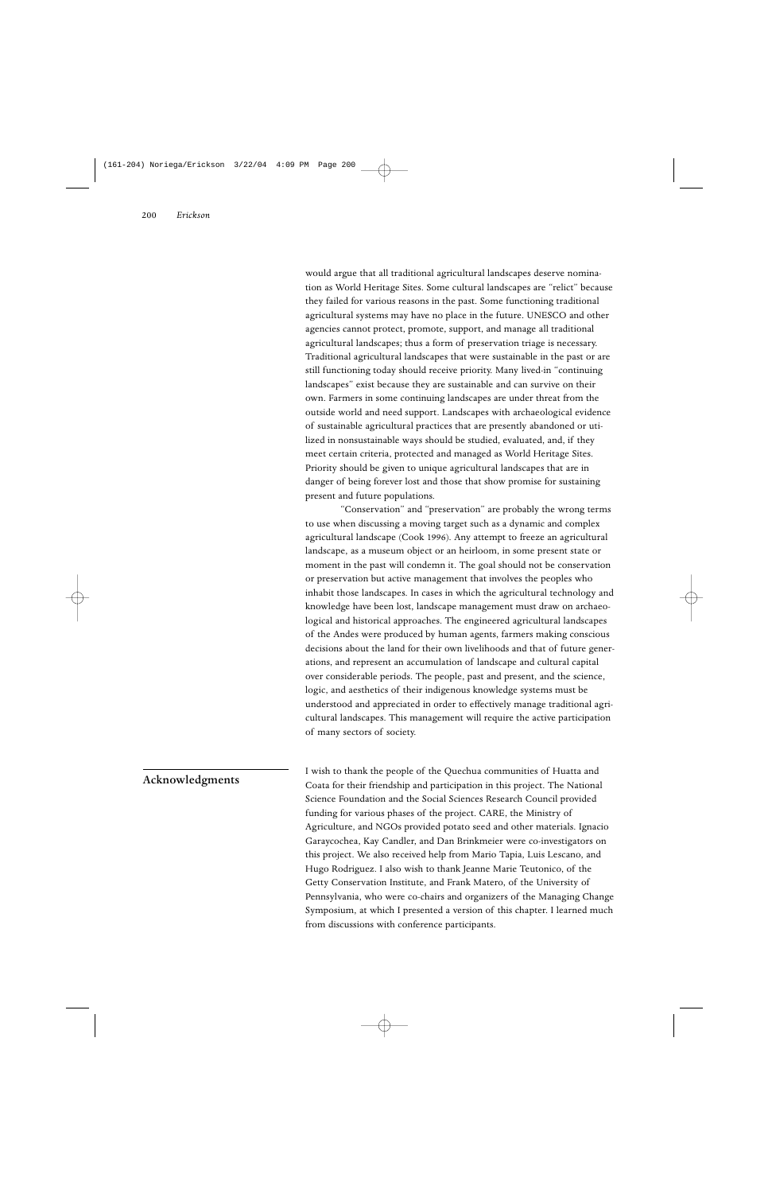would argue that all traditional agricultural landscapes deserve nomination as World Heritage Sites. Some cultural landscapes are "relict" because they failed for various reasons in the past. Some functioning traditional agricultural systems may have no place in the future. UNESCO and other agencies cannot protect, promote, support, and manage all traditional agricultural landscapes; thus a form of preservation triage is necessary. Traditional agricultural landscapes that were sustainable in the past or are still functioning today should receive priority. Many lived-in "continuing landscapes" exist because they are sustainable and can survive on their own. Farmers in some continuing landscapes are under threat from the outside world and need support. Landscapes with archaeological evidence of sustainable agricultural practices that are presently abandoned or utilized in nonsustainable ways should be studied, evaluated, and, if they meet certain criteria, protected and managed as World Heritage Sites. Priority should be given to unique agricultural landscapes that are in danger of being forever lost and those that show promise for sustaining present and future populations.

"Conservation" and "preservation" are probably the wrong terms to use when discussing a moving target such as a dynamic and complex agricultural landscape (Cook 1996). Any attempt to freeze an agricultural landscape, as a museum object or an heirloom, in some present state or moment in the past will condemn it. The goal should not be conservation or preservation but active management that involves the peoples who inhabit those landscapes. In cases in which the agricultural technology and knowledge have been lost, landscape management must draw on archaeological and historical approaches. The engineered agricultural landscapes of the Andes were produced by human agents, farmers making conscious decisions about the land for their own livelihoods and that of future generations, and represent an accumulation of landscape and cultural capital over considerable periods. The people, past and present, and the science, logic, and aesthetics of their indigenous knowledge systems must be understood and appreciated in order to effectively manage traditional agricultural landscapes. This management will require the active participation of many sectors of society.

## Acknowledgments

I wish to thank the people of the Quechua communities of Huatta and Coata for their friendship and participation in this project. The National Science Foundation and the Social Sciences Research Council provided funding for various phases of the project. CARE, the Ministry of Agriculture, and NGOs provided potato seed and other materials. Ignacio Garaycochea, Kay Candler, and Dan Brinkmeier were co-investigators on this project. We also received help from Mario Tapia, Luis Lescano, and Hugo Rodriguez. I also wish to thank Jeanne Marie Teutonico, of the Getty Conservation Institute, and Frank Matero, of the University of Pennsylvania, who were co-chairs and organizers of the Managing Change Symposium, at which I presented a version of this chapter. I learned much from discussions with conference participants.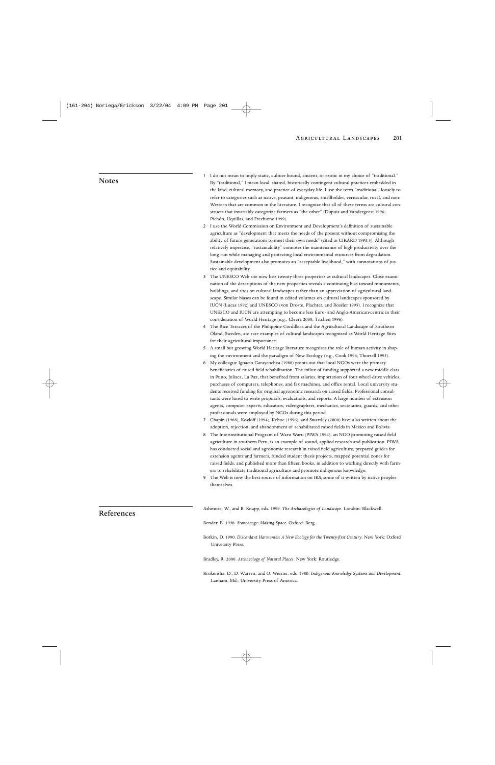## Notes

1. I do not mean to imply static, culture bound, ancient, or exotic in my choice of "traditional." By "traditional," I mean local, shared, historically contingent cultural practices embedded in the land, cultural memory, and practice of everyday life. I use the term "traditional" loosely to refer to categories such as native, peasant, indigenous, smallholder, vernacular, rural, and non-Western that are common in the literature. I recognize that all of these terms are cultural constructs that invariably categorize farmers as "the other" (Dupuis and Vandergeest 1996; Pichón, Uquillas, and Frechione 1999).
2. I use the World Commission on Environment and Development's definition of sustainable agriculture as "development that meets the needs of the present without compromising the ability of future generations to meet their own needs" (cited in CIKARD 1993:3). Although relatively imprecise, "sustainability" connotes the maintenance of high productivity over the long run while managing and protecting local environmental resources from degradation. Sustainable development also promotes an "acceptable livelihood," with connotations of justice and equitability.
3. The UNESCO Web site now lists twenty-three properties as cultural landscapes. Close examination of the descriptions of the new properties reveals a continuing bias toward monuments, buildings, and sites on cultural landscapes rather than an appreciation of agricultural landscape. Similar biases can be found in edited volumes on cultural landscapes sponsored by IUCN (Lucas 1992) and UNESCO (von Droste, Plachter, and Rossler 1995). I recognize that UNESCO and IUCN are attempting to become less Euro- and Anglo-American-centric in their consideration of World Heritage (e.g., Cleere 2000; Titchen 1996).
4. The Rice Terraces of the Philippine Cordillera and the Agricultural Landscape of Southern Öland, Sweden, are rare examples of cultural landscapes recognized as World Heritage Sites for their agricultural importance.
5. A small but growing World Heritage literature recognizes the role of human activity in shaping the environment and the paradigm of New Ecology (e.g., Cook 1996; Thorsell 1995).
6. My colleague Ignacio Garaycochea (1988) points out that local NGOs were the primary beneficiaries of raised field rehabilitation. The influx of funding supported a new middle class in Puno, Juliaca, La Paz, that benefited from salaries, importation of four-wheel-drive vehicles, purchases of computers, telephones, and fax machines, and office rental. Local university students received funding for original agronomic research on raised fields. Professional consultants were hired to write proposals, evaluations, and reports. A large number of extension agents, computer experts, educators, videographers, mechanics, secretaries, guards, and other professionals were employed by NGOs during this period.
7. Chapin (1988), Kozloff (1994), Kehoe (1996), and Swartley (2000) have also written about the adoption, rejection, and abandonment of rehabilitated raised fields in Mexico and Bolivia.
8. The Interinstitutional Program of Waru Waru (PIWA 1994), an NGO promoting raised field agriculture in southern Peru, is an example of sound, applied research and publication. PIWA has conducted social and agronomic research in raised field agriculture, prepared guides for extension agents and farmers, funded student thesis projects, mapped potential zones for raised fields, and published more than fifteen books, in addition to working directly with farmers to rehabilitate traditional agriculture and promote indigenous knowledge.
9. The Web is now the best source of information on IKS, some of it written by native peoples themselves.

## References

Ashmore, W., and B. Knapp, eds. 1999. *The Archaeologies of Landscape*. London: Blackwell.

Bender, B. 1998. *Stonehenge: Making Space*. Oxford: Berg.

Botkin, D. 1990. *Discordant Harmonies: A New Ecology for the Twenty-first Century*. New York: Oxford University Press.

Bradley, R. 2000. *Archaeology of Natural Places*. New York: Routledge.

Brokensha, D., D. Warren, and O. Werner, eds. 1980. *Indigenous Knowledge Systems and Development*. Lanham, Md.: University Press of America.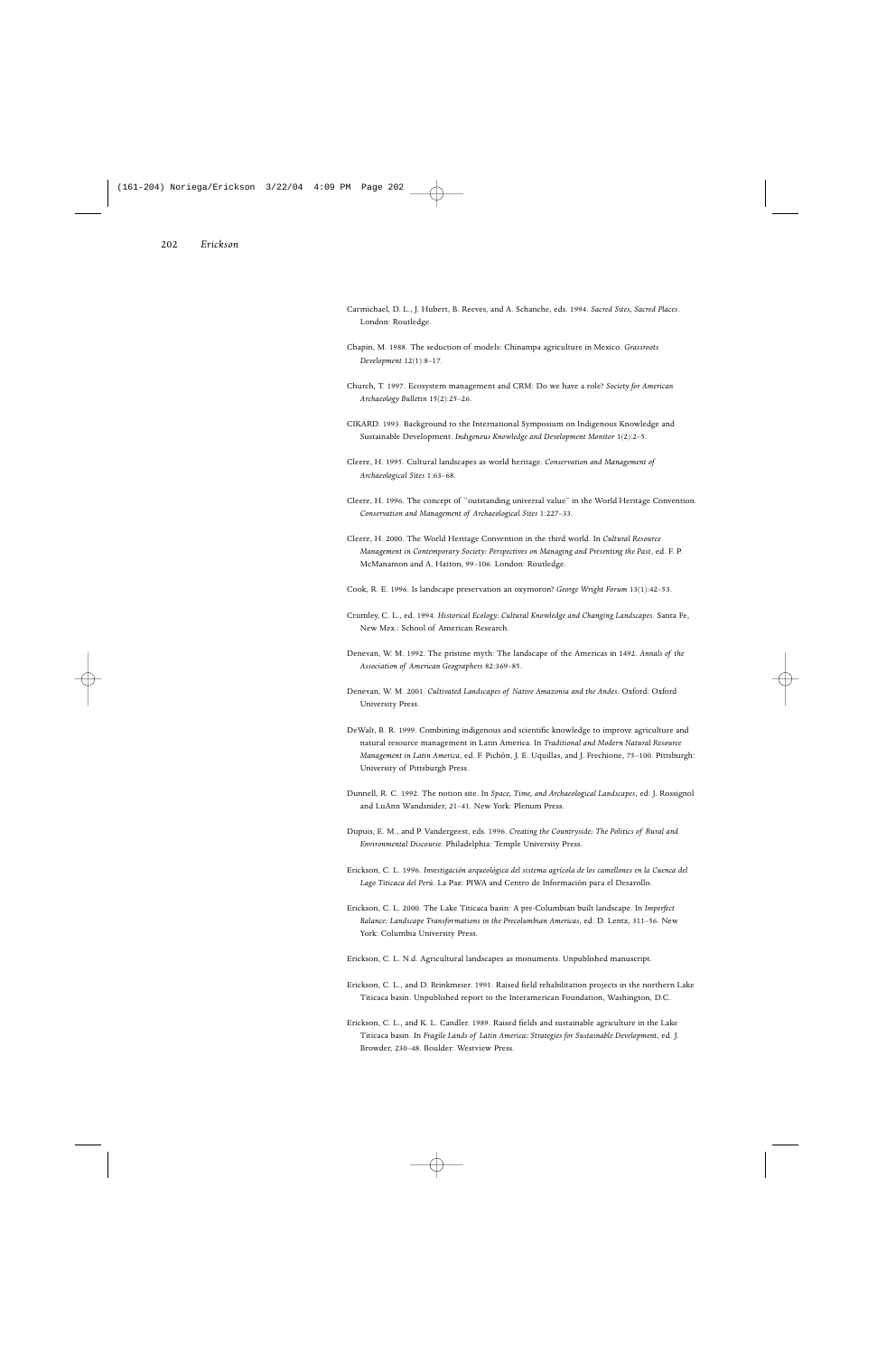Carmichael, D. L., J. Hubert, B. Reeves, and A. Schanche, eds. 1994. *Sacred Sites, Sacred Places.* London: Routledge.

Chapin, M. 1988. The seduction of models: Chinampa agriculture in Mexico. *Grassroots Development* 12(1):8–17.

Church, T. 1997. Ecosystem management and CRM: Do we have a role? *Society for American Archaeology Bulletin* 15(2):25–26.

CIKARD. 1993. Background to the International Symposium on Indigenous Knowledge and Sustainable Development. *Indigenous Knowledge and Development Monitor* 1(2):2–5.

Cleere, H. 1995. Cultural landscapes as world heritage. *Conservation and Management of Archaeological Sites* 1:63–68.

Cleere, H. 1996. The concept of "outstanding universal value" in the World Heritage Convention. *Conservation and Management of Archaeological Sites* 1:227–33.

Cleere, H. 2000. The World Heritage Convention in the third world. In *Cultural Resource Management in Contemporary Society: Perspectives on Managing and Presenting the Past*, ed. F. P. McManamon and A. Hatton, 99–106. London: Routledge.

Cook, R. E. 1996. Is landscape preservation an oxymoron? *George Wright Forum* 13(1):42–53.

Crumley, C. L., ed. 1994. *Historical Ecology: Cultural Knowledge and Changing Landscapes.* Santa Fe, New Mex.: School of American Research.

Denevan, W. M. 1992. The pristine myth: The landscape of the Americas in 1492. *Annals of the Association of American Geographers* 82:369–85.

Denevan, W. M. 2001. *Cultivated Landscapes of Native Amazonia and the Andes.* Oxford: Oxford University Press.

DeWalt, B. R. 1999. Combining indigenous and scientific knowledge to improve agriculture and natural resource management in Latin America. In *Traditional and Modern Natural Resource Management in Latin America*, ed. F. Pichón, J. E. Uquillas, and J. Frechione, 75–100. Pittsburgh: University of Pittsburgh Press.

Dunnell, R. C. 1992. The notion site. In *Space, Time, and Archaeological Landscapes*, ed. J. Rossignol and LuAnn Wandsnider, 21–41. New York: Plenum Press.

Dupuis, E. M., and P. Vandergeest, eds. 1996. *Creating the Countryside: The Politics of Rural and Environmental Discourse.* Philadelphia: Temple University Press.

Erickson, C. L. 1996. *Investigación arqueológica del sistema agrícola de los camellones en la Cuenca del Lago Titicaca del Perú.* La Paz: PIWA and Centro de Información para el Desarollo.

Erickson, C. L. 2000. The Lake Titicaca basin: A pre-Columbian built landscape. In *Imperfect Balance: Landscape Transformations in the Precolumbian Americas*, ed. D. Lentz, 311–56. New York: Columbia University Press.

Erickson, C. L. N.d. Agricultural landscapes as monuments. Unpublished manuscript.

Erickson, C. L., and D. Brinkmeier. 1991. Raised field rehabilitation projects in the northern Lake Titicaca basin. Unpublished report to the Interamerican Foundation, Washington, D.C.

Erickson, C. L., and K. L. Candler. 1989. Raised fields and sustainable agriculture in the Lake Titicaca basin. In *Fragile Lands of Latin America: Strategies for Sustainable Development*, ed. J. Browder, 230–48. Boulder: Westview Press.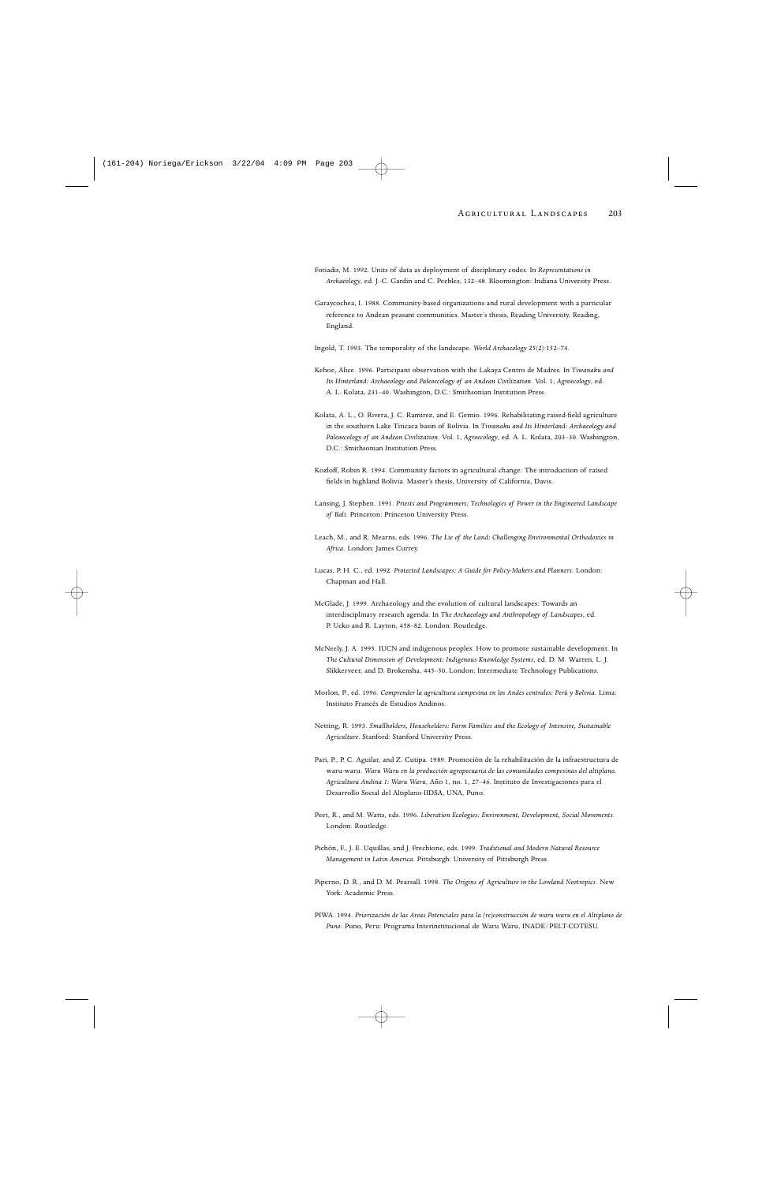Fotiadis, M. 1992. Units of data as deployment of disciplinary codes. In *Representations in Archaeology*, ed. J.-C. Gardin and C. Peebles, 132–48. Bloomington: Indiana University Press.

Garaycochea, I. 1988. Community-based organizations and rural development with a particular reference to Andean peasant communities. Master's thesis, Reading University, Reading, England.

Ingold, T. 1993. The temporality of the landscape. *World Archaeology* 25(2):152–74.

Kehoe, Alice. 1996. Participant observation with the Lakaya Centro de Madres. In *Tiwanaku and Its Hinterland: Archaeology and Paleoecology of an Andean Civilization*. Vol. 1, *Agroecology*, ed. A. L. Kolata, 231–40. Washington, D.C.: Smithsonian Institution Press.

Kolata, A. L., O. Rivera, J. C. Ramirez, and E. Gemio. 1996. Rehabilitating raised-field agriculture in the southern Lake Titicaca basin of Bolivia. In *Tiwanaku and Its Hinterland: Archaeology and Paleoecology of an Andean Civilization*. Vol. 1, *Agroecology*, ed. A. L. Kolata, 203–30. Washington, D.C.: Smithsonian Institution Press.

Kozloff, Robin R. 1994. Community factors in agricultural change: The introduction of raised fields in highland Bolivia. Master's thesis, University of California, Davis.

Lansing, J. Stephen. 1991. *Priests and Programmers: Technologies of Power in the Engineered Landscape of Bali*. Princeton: Princeton University Press.

Leach, M., and R. Mearns, eds. 1996. *The Lie of the Land: Challenging Environmental Orthodoxies in Africa*. London: James Currey.

Lucas, P. H. C., ed. 1992. *Protected Landscapes: A Guide for Policy-Makers and Planners*. London: Chapman and Hall.

McGlade, J. 1999. Archaeology and the evolution of cultural landscapes: Towards an interdisciplinary research agenda. In *The Archaeology and Anthropology of Landscapes*, ed. P. Ucko and R. Layton, 458–82. London: Routledge.

McNeely, J. A. 1995. IUCN and indigenous peoples: How to promote sustainable development. In *The Cultural Dimension of Development: Indigenous Knowledge Systems*, ed. D. M. Warren, L. J. Slikkerveer, and D. Brokensha, 445–50. London: Intermediate Technology Publications.

Morlon, P., ed. 1996. *Comprender la agricultura campesina en los Andes centrales: Perú y Bolivia*. Lima: Instituto Francés de Estudios Andinos.

Netting, R. 1993. *Smallholders, Householders: Farm Families and the Ecology of Intensive, Sustainable Agriculture*. Stanford: Stanford University Press.

Pari, P., P. C. Aguilar, and Z. Cutipa. 1989. Promoción de la rehabilitación de la infraestructura de waru-waru. *Waru Waru en la producción agropecuaria de las comunidades compesinas del altiplano. Agricultura Andina 1: Waru Waru*, Año 1, no. 1, 27–46. Instituto de Investigaciones para el Desarrollo Social del Altiplano-IIDSA, UNA, Puno.

Peet, R., and M. Watts, eds. 1996. *Liberation Ecologies: Environment, Development, Social Movements*. London. Routledge.

Pichón, F., J. E. Uquillas, and J. Frechione, eds. 1999. *Traditional and Modern Natural Resource Management in Latin America*. Pittsburgh: University of Pittsburgh Press.

Piperno, D. R., and D. M. Pearsall. 1998. *The Origins of Agriculture in the Lowland Neotropics*. New York: Academic Press.

PIWA. 1994. *Priorización de las Areas Potenciales para la (re)construcción de waru waru en el Altiplano de Puno*. Puno, Peru: Programa Interinstitucional de Waru Waru, INADE/PELT-COTESU.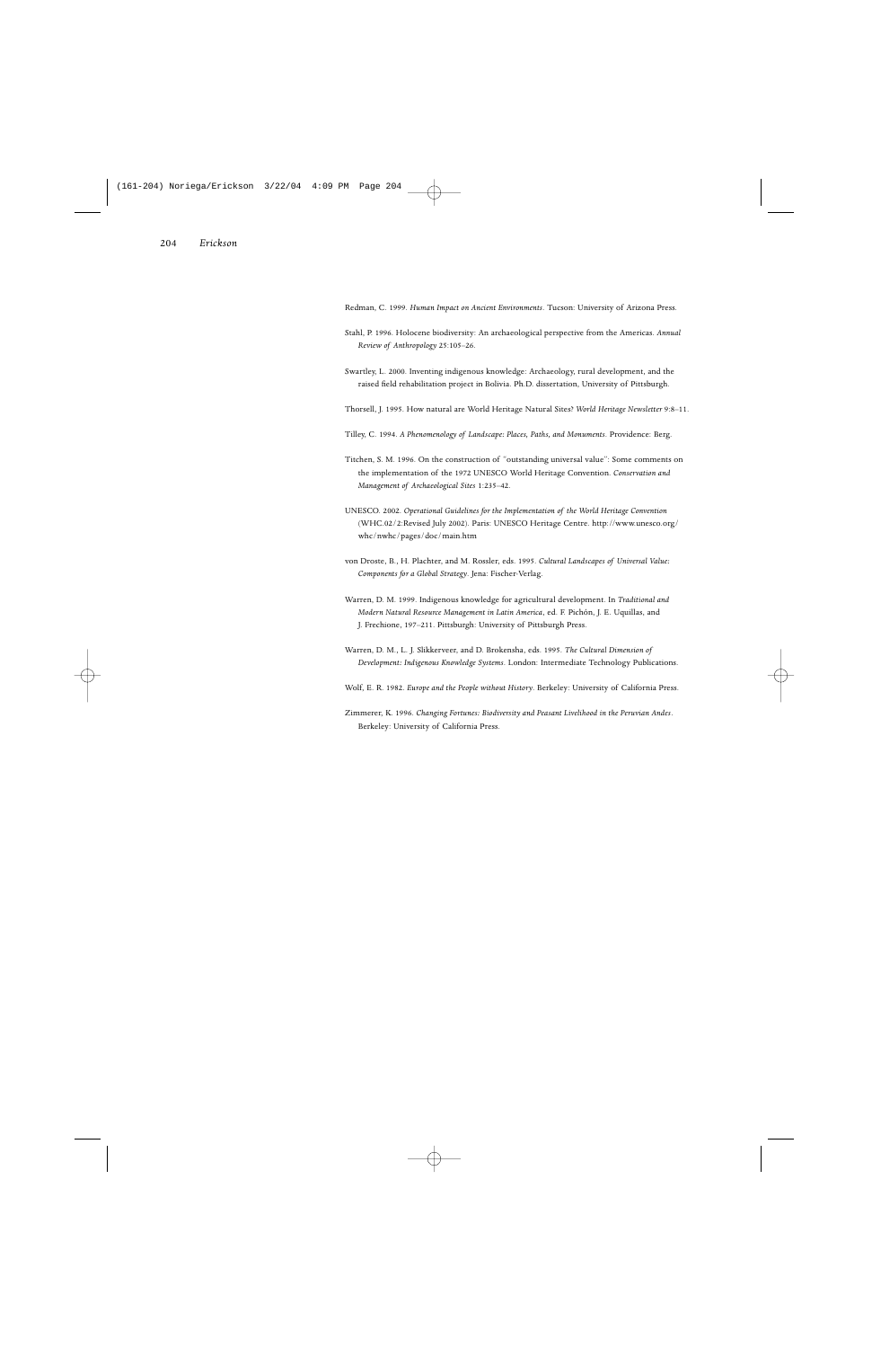Redman, C. 1999. *Human Impact on Ancient Environments.* Tucson: University of Arizona Press.

Stahl, P. 1996. Holocene biodiversity: An archaeological perspective from the Americas. *Annual Review of Anthropology* 25:105–26.

Swartley, L. 2000. Inventing indigenous knowledge: Archaeology, rural development, and the raised field rehabilitation project in Bolivia. Ph.D. dissertation, University of Pittsburgh.

Thorsell, J. 1995. How natural are World Heritage Natural Sites? *World Heritage Newsletter* 9:8–11.

Tilley, C. 1994. *A Phenomenology of Landscape: Places, Paths, and Monuments.* Providence: Berg.

Titchen, S. M. 1996. On the construction of "outstanding universal value": Some comments on the implementation of the 1972 UNESCO World Heritage Convention. *Conservation and Management of Archaeological Sites* 1:235–42.

UNESCO. 2002. *Operational Guidelines for the Implementation of the World Heritage Convention* (WHC.02/2:Revised July 2002). Paris: UNESCO Heritage Centre. http://www.unesco.org/whc/nwhc/pages/doc/main.htm

von Droste, B., H. Plachter, and M. Rossler, eds. 1995. *Cultural Landscapes of Universal Value: Components for a Global Strategy.* Jena: Fischer-Verlag.

Warren, D. M. 1999. Indigenous knowledge for agricultural development. In *Traditional and Modern Natural Resource Management in Latin America*, ed. F. Pichón, J. E. Uquillas, and J. Frechione, 197–211. Pittsburgh: University of Pittsburgh Press.

Warren, D. M., L. J. Slikkerveer, and D. Brokensha, eds. 1995. *The Cultural Dimension of Development: Indigenous Knowledge Systems.* London: Intermediate Technology Publications.

Wolf, E. R. 1982. *Europe and the People without History.* Berkeley: University of California Press.

Zimmerer, K. 1996. *Changing Fortunes: Biodiversity and Peasant Livelihood in the Peruvian Andes.* Berkeley: University of California Press.